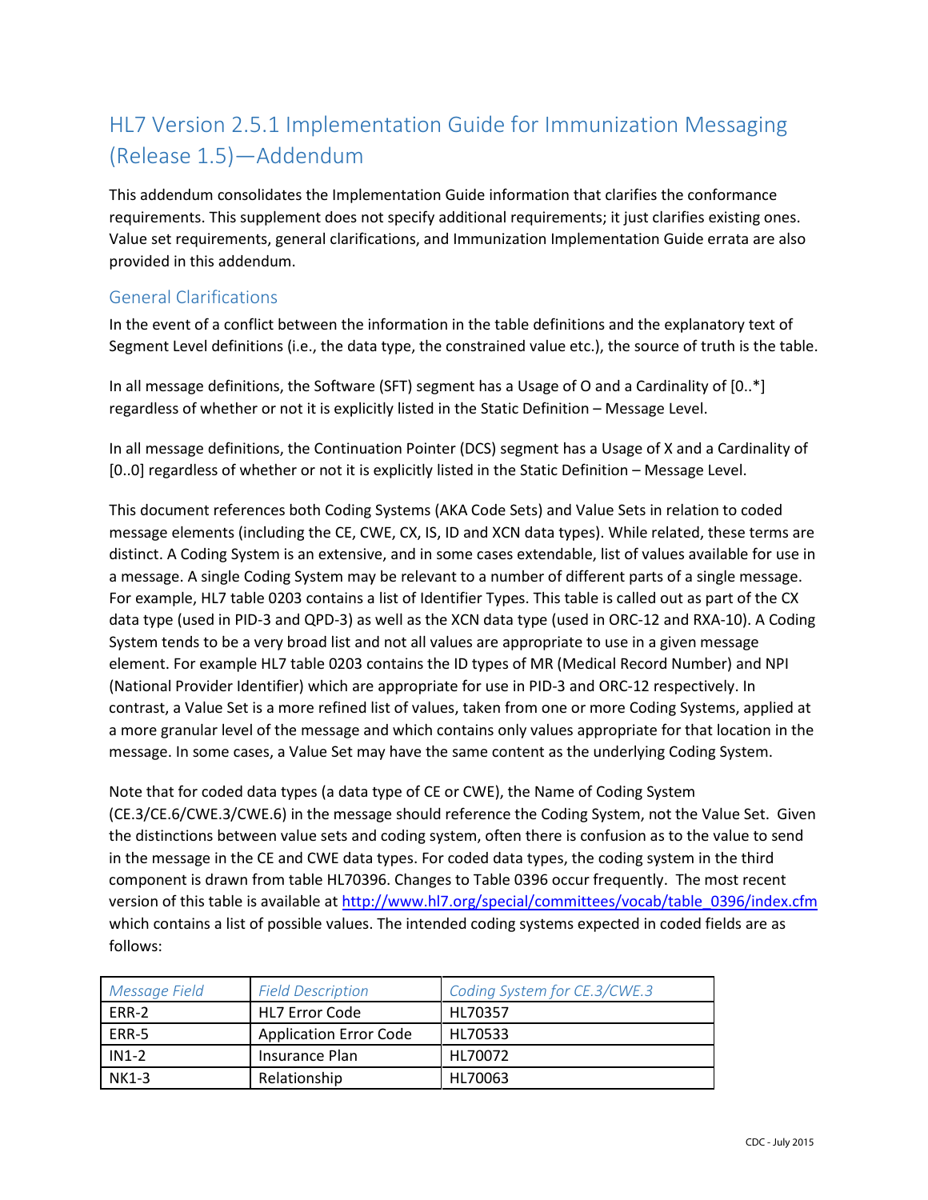# HL7 Version 2.5.1 Implementation Guide for Immunization Messaging (Release 1.5)—Addendum

This addendum consolidates the Implementation Guide information that clarifies the conformance requirements. This supplement does not specify additional requirements; it just clarifies existing ones. Value set requirements, general clarifications, and Immunization Implementation Guide errata are also provided in this addendum.

## General Clarifications

In the event of a conflict between the information in the table definitions and the explanatory text of Segment Level definitions (i.e., the data type, the constrained value etc.), the source of truth is the table.

In all message definitions, the Software (SFT) segment has a Usage of O and a Cardinality of [0..*] regardless of whether or not it is explicitly listed in the Static Definition – Message Level.

In all message definitions, the Continuation Pointer (DCS) segment has a Usage of X and a Cardinality of [0..0] regardless of whether or not it is explicitly listed in the Static Definition – Message Level.

This document references both Coding Systems (AKA Code Sets) and Value Sets in relation to coded message elements (including the CE, CWE, CX, IS, ID and XCN data types). While related, these terms are distinct. A Coding System is an extensive, and in some cases extendable, list of values available for use in a message. A single Coding System may be relevant to a number of different parts of a single message. For example, HL7 table 0203 contains a list of Identifier Types. This table is called out as part of the CX data type (used in PID-3 and QPD-3) as well as the XCN data type (used in ORC-12 and RXA-10). A Coding System tends to be a very broad list and not all values are appropriate to use in a given message element. For example HL7 table 0203 contains the ID types of MR (Medical Record Number) and NPI (National Provider Identifier) which are appropriate for use in PID-3 and ORC-12 respectively. In contrast, a Value Set is a more refined list of values, taken from one or more Coding Systems, applied at a more granular level of the message and which contains only values appropriate for that location in the message. In some cases, a Value Set may have the same content as the underlying Coding System.

Note that for coded data types (a data type of CE or CWE), the Name of Coding System (CE.3/CE.6/CWE.3/CWE.6) in the message should reference the Coding System, not the Value Set. Given the distinctions between value sets and coding system, often there is confusion as to the value to send in the message in the CE and CWE data types. For coded data types, the coding system in the third component is drawn from table HL70396. Changes to Table 0396 occur frequently. The most recent version of this table is available at http://www.hl7.org/special/committees/vocab/table_0396/index.cfm which contains a list of possible values. The intended coding systems expected in coded fields are as follows:

| *Message Field* | *Field Description* | *Coding System for CE.3/CWE.3* |
|---|---|---|
| ERR-2 | HL7 Error Code | HL70357 |
| ERR-5 | Application Error Code | HL70533 |
| IN1-2 | Insurance Plan | HL70072 |
| NK1-3 | Relationship | HL70063 |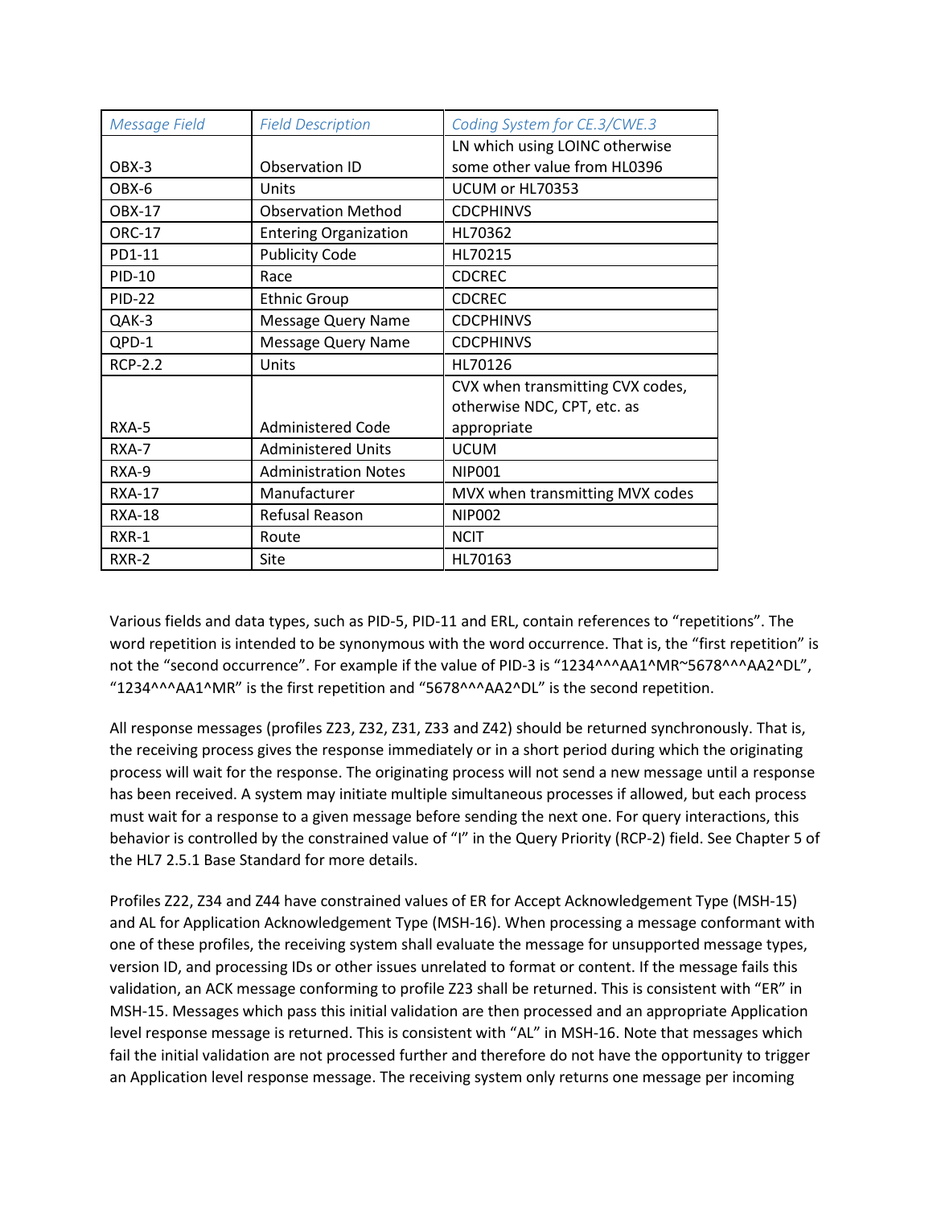| Message Field | Field Description | Coding System for CE.3/CWE.3 |
|---|---|---|
| OBX-3 | Observation ID | LN which using LOINC otherwise some other value from HL0396 |
| OBX-6 | Units | UCUM or HL70353 |
| OBX-17 | Observation Method | CDCPHINVS |
| ORC-17 | Entering Organization | HL70362 |
| PD1-11 | Publicity Code | HL70215 |
| PID-10 | Race | CDCREC |
| PID-22 | Ethnic Group | CDCREC |
| QAK-3 | Message Query Name | CDCPHINVS |
| QPD-1 | Message Query Name | CDCPHINVS |
| RCP-2.2 | Units | HL70126 |
| RXA-5 | Administered Code | CVX when transmitting CVX codes, otherwise NDC, CPT, etc. as appropriate |
| RXA-7 | Administered Units | UCUM |
| RXA-9 | Administration Notes | NIP001 |
| RXA-17 | Manufacturer | MVX when transmitting MVX codes |
| RXA-18 | Refusal Reason | NIP002 |
| RXR-1 | Route | NCIT |
| RXR-2 | Site | HL70163 |

Various fields and data types, such as PID-5, PID-11 and ERL, contain references to "repetitions". The word repetition is intended to be synonymous with the word occurrence. That is, the "first repetition" is not the "second occurrence". For example if the value of PID-3 is "1234^^^AA1^MR~5678^^^AA2^DL", "1234^^^AA1^MR" is the first repetition and "5678^^^AA2^DL" is the second repetition.

All response messages (profiles Z23, Z32, Z31, Z33 and Z42) should be returned synchronously. That is, the receiving process gives the response immediately or in a short period during which the originating process will wait for the response. The originating process will not send a new message until a response has been received. A system may initiate multiple simultaneous processes if allowed, but each process must wait for a response to a given message before sending the next one. For query interactions, this behavior is controlled by the constrained value of "I" in the Query Priority (RCP-2) field. See Chapter 5 of the HL7 2.5.1 Base Standard for more details.

Profiles Z22, Z34 and Z44 have constrained values of ER for Accept Acknowledgement Type (MSH-15) and AL for Application Acknowledgement Type (MSH-16). When processing a message conformant with one of these profiles, the receiving system shall evaluate the message for unsupported message types, version ID, and processing IDs or other issues unrelated to format or content. If the message fails this validation, an ACK message conforming to profile Z23 shall be returned. This is consistent with "ER" in MSH-15. Messages which pass this initial validation are then processed and an appropriate Application level response message is returned. This is consistent with "AL" in MSH-16. Note that messages which fail the initial validation are not processed further and therefore do not have the opportunity to trigger an Application level response message. The receiving system only returns one message per incoming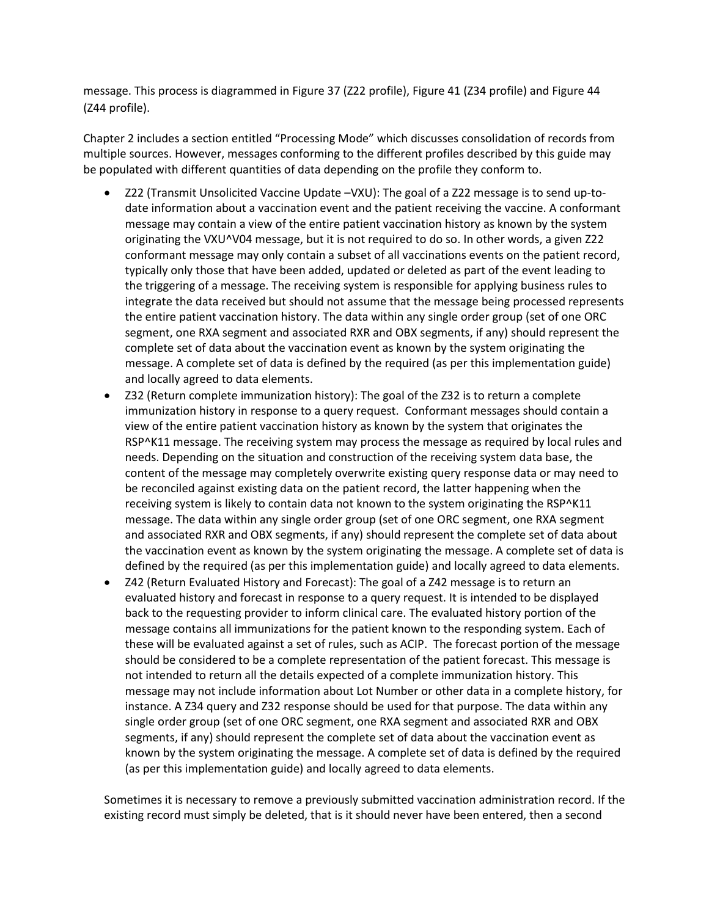message. This process is diagrammed in Figure 37 (Z22 profile), Figure 41 (Z34 profile) and Figure 44 (Z44 profile).

Chapter 2 includes a section entitled “Processing Mode” which discusses consolidation of records from multiple sources. However, messages conforming to the different profiles described by this guide may be populated with different quantities of data depending on the profile they conform to.

- Z22 (Transmit Unsolicited Vaccine Update –VXU): The goal of a Z22 message is to send up-to-date information about a vaccination event and the patient receiving the vaccine. A conformant message may contain a view of the entire patient vaccination history as known by the system originating the VXU^V04 message, but it is not required to do so. In other words, a given Z22 conformant message may only contain a subset of all vaccinations events on the patient record, typically only those that have been added, updated or deleted as part of the event leading to the triggering of a message. The receiving system is responsible for applying business rules to integrate the data received but should not assume that the message being processed represents the entire patient vaccination history. The data within any single order group (set of one ORC segment, one RXA segment and associated RXR and OBX segments, if any) should represent the complete set of data about the vaccination event as known by the system originating the message. A complete set of data is defined by the required (as per this implementation guide) and locally agreed to data elements.
- Z32 (Return complete immunization history): The goal of the Z32 is to return a complete immunization history in response to a query request. Conformant messages should contain a view of the entire patient vaccination history as known by the system that originates the RSP^K11 message. The receiving system may process the message as required by local rules and needs. Depending on the situation and construction of the receiving system data base, the content of the message may completely overwrite existing query response data or may need to be reconciled against existing data on the patient record, the latter happening when the receiving system is likely to contain data not known to the system originating the RSP^K11 message. The data within any single order group (set of one ORC segment, one RXA segment and associated RXR and OBX segments, if any) should represent the complete set of data about the vaccination event as known by the system originating the message. A complete set of data is defined by the required (as per this implementation guide) and locally agreed to data elements.
- Z42 (Return Evaluated History and Forecast): The goal of a Z42 message is to return an evaluated history and forecast in response to a query request. It is intended to be displayed back to the requesting provider to inform clinical care. The evaluated history portion of the message contains all immunizations for the patient known to the responding system. Each of these will be evaluated against a set of rules, such as ACIP. The forecast portion of the message should be considered to be a complete representation of the patient forecast. This message is not intended to return all the details expected of a complete immunization history. This message may not include information about Lot Number or other data in a complete history, for instance. A Z34 query and Z32 response should be used for that purpose. The data within any single order group (set of one ORC segment, one RXA segment and associated RXR and OBX segments, if any) should represent the complete set of data about the vaccination event as known by the system originating the message. A complete set of data is defined by the required (as per this implementation guide) and locally agreed to data elements.

Sometimes it is necessary to remove a previously submitted vaccination administration record. If the existing record must simply be deleted, that is it should never have been entered, then a second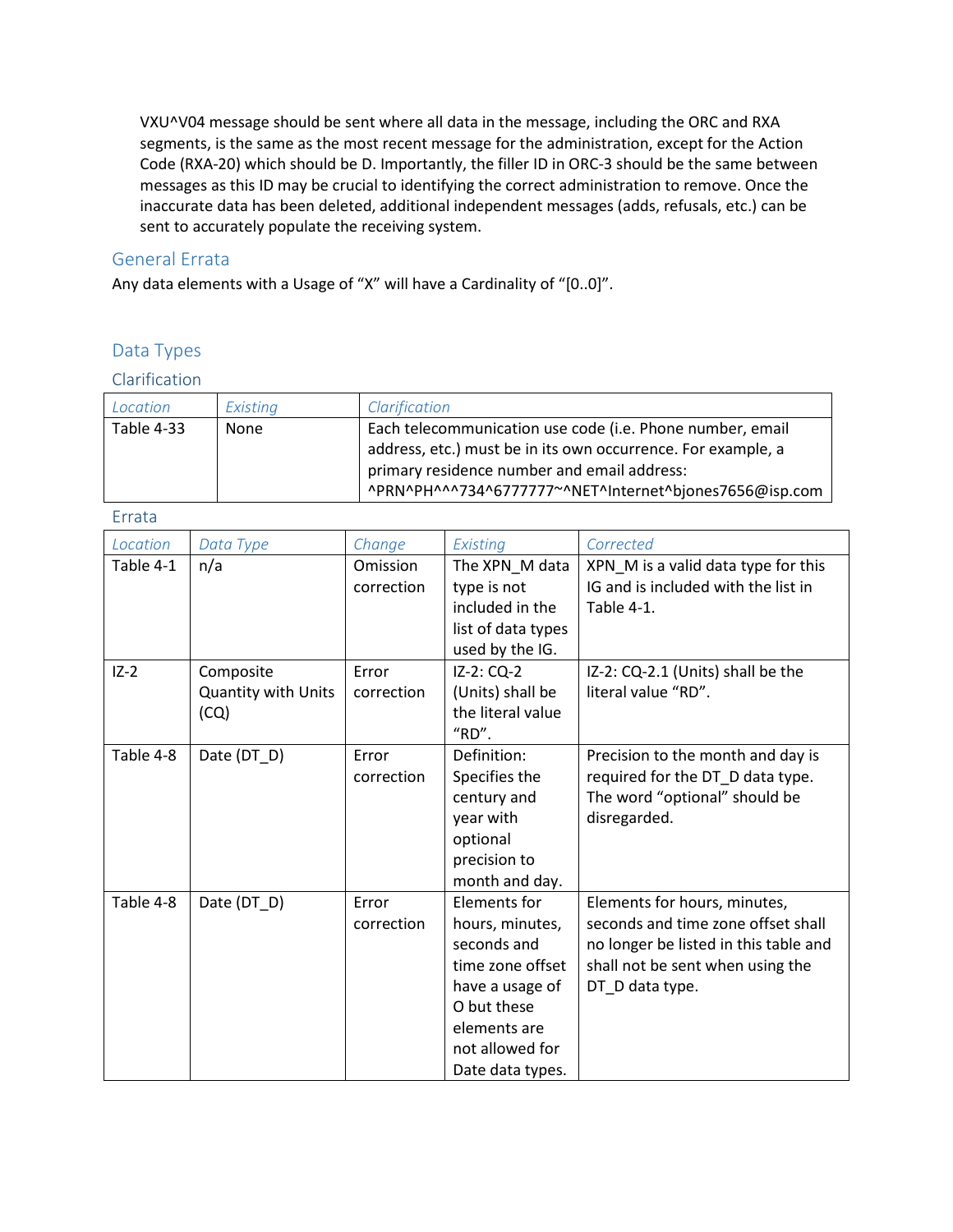VXU^V04 message should be sent where all data in the message, including the ORC and RXA segments, is the same as the most recent message for the administration, except for the Action Code (RXA-20) which should be D. Importantly, the filler ID in ORC-3 should be the same between messages as this ID may be crucial to identifying the correct administration to remove. Once the inaccurate data has been deleted, additional independent messages (adds, refusals, etc.) can be sent to accurately populate the receiving system.

## General Errata

Any data elements with a Usage of "X" will have a Cardinality of "[0..0]".

## Data Types

### Clarification

| *Location* | *Existing* | *Clarification* |
|---|---|---|
| Table 4-33 | None | Each telecommunication use code (i.e. Phone number, email address, etc.) must be in its own occurrence. For example, a primary residence number and email address: ^PRN^PH^^^734^6777777~^NET^Internet^bjones7656@isp.com |

### Errata

| *Location* | *Data Type* | *Change* | *Existing* | *Corrected* |
|---|---|---|---|---|
| Table 4-1 | n/a | Omission correction | The XPN_M data type is not included in the list of data types used by the IG. | XPN_M is a valid data type for this IG and is included with the list in Table 4-1. |
| IZ-2 | Composite Quantity with Units (CQ) | Error correction | IZ-2: CQ-2 (Units) shall be the literal value "RD". | IZ-2: CQ-2.1 (Units) shall be the literal value "RD". |
| Table 4-8 | Date (DT_D) | Error correction | Definition: Specifies the century and year with optional precision to month and day. | Precision to the month and day is required for the DT_D data type. The word "optional" should be disregarded. |
| Table 4-8 | Date (DT_D) | Error correction | Elements for hours, minutes, seconds and time zone offset have a usage of O but these elements are not allowed for Date data types. | Elements for hours, minutes, seconds and time zone offset shall no longer be listed in this table and shall not be sent when using the DT_D data type. |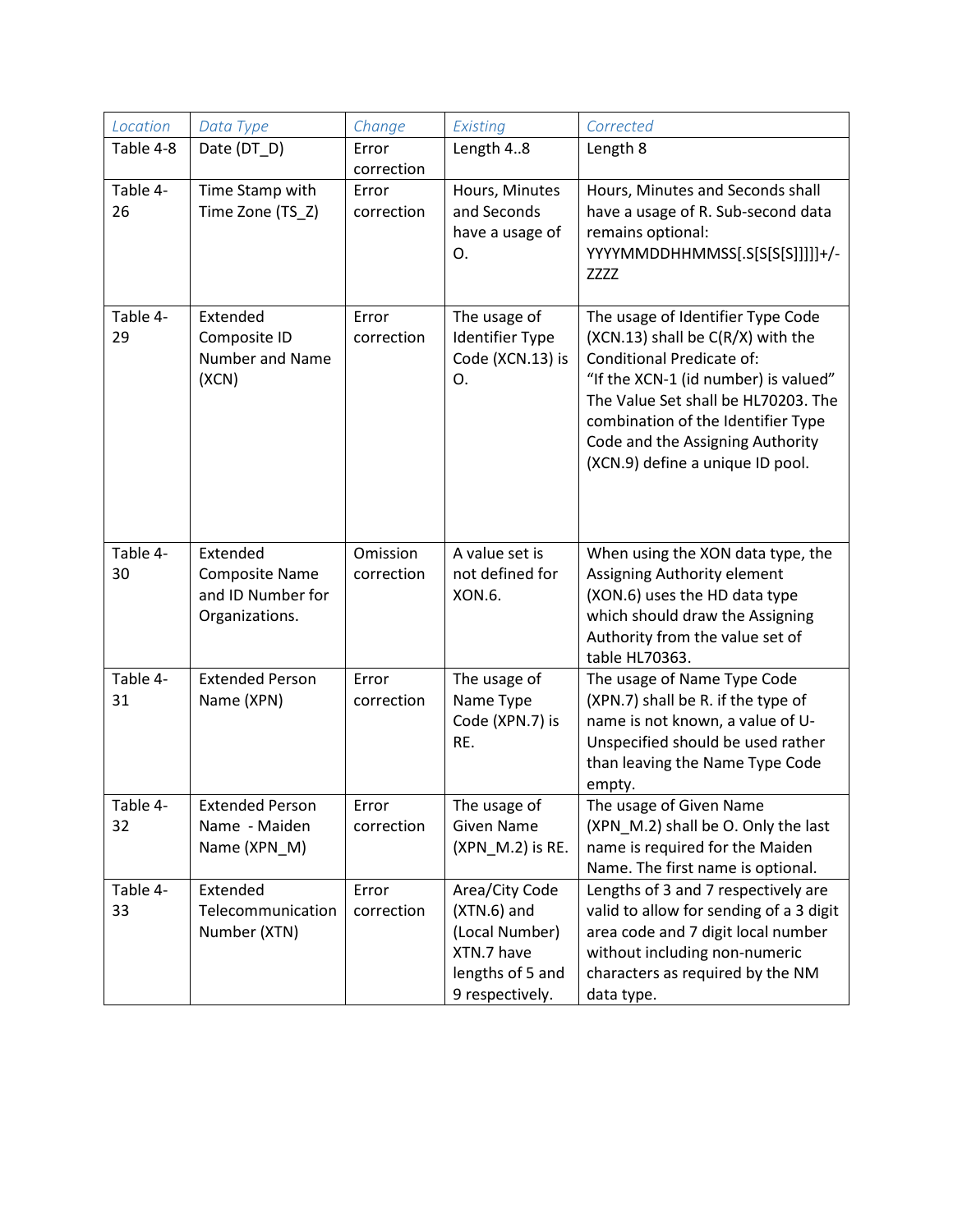| Location | Data Type | Change | Existing | Corrected |
|---|---|---|---|---|
| Table 4-8 | Date (DT_D) | Error correction | Length 4..8 | Length 8 |
| Table 4-26 | Time Stamp with Time Zone (TS_Z) | Error correction | Hours, Minutes and Seconds have a usage of O. | Hours, Minutes and Seconds shall have a usage of R. Sub-second data remains optional: YYYYMMDDHHMMSS[.S[S[S[S]]]]+/-ZZZZ |
| Table 4-29 | Extended Composite ID Number and Name (XCN) | Error correction | The usage of Identifier Type Code (XCN.13) is O. | The usage of Identifier Type Code (XCN.13) shall be C(R/X) with the Conditional Predicate of: "If the XCN-1 (id number) is valued" The Value Set shall be HL70203. The combination of the Identifier Type Code and the Assigning Authority (XCN.9) define a unique ID pool. |
| Table 4-30 | Extended Composite Name and ID Number for Organizations. | Omission correction | A value set is not defined for XON.6. | When using the XON data type, the Assigning Authority element (XON.6) uses the HD data type which should draw the Assigning Authority from the value set of table HL70363. |
| Table 4-31 | Extended Person Name (XPN) | Error correction | The usage of Name Type Code (XPN.7) is RE. | The usage of Name Type Code (XPN.7) shall be R. if the type of name is not known, a value of U-Unspecified should be used rather than leaving the Name Type Code empty. |
| Table 4-32 | Extended Person Name - Maiden Name (XPN_M) | Error correction | The usage of Given Name (XPN_M.2) is RE. | The usage of Given Name (XPN_M.2) shall be O. Only the last name is required for the Maiden Name. The first name is optional. |
| Table 4-33 | Extended Telecommunication Number (XTN) | Error correction | Area/City Code (XTN.6) and (Local Number) XTN.7 have lengths of 5 and 9 respectively. | Lengths of 3 and 7 respectively are valid to allow for sending of a 3 digit area code and 7 digit local number without including non-numeric characters as required by the NM data type. |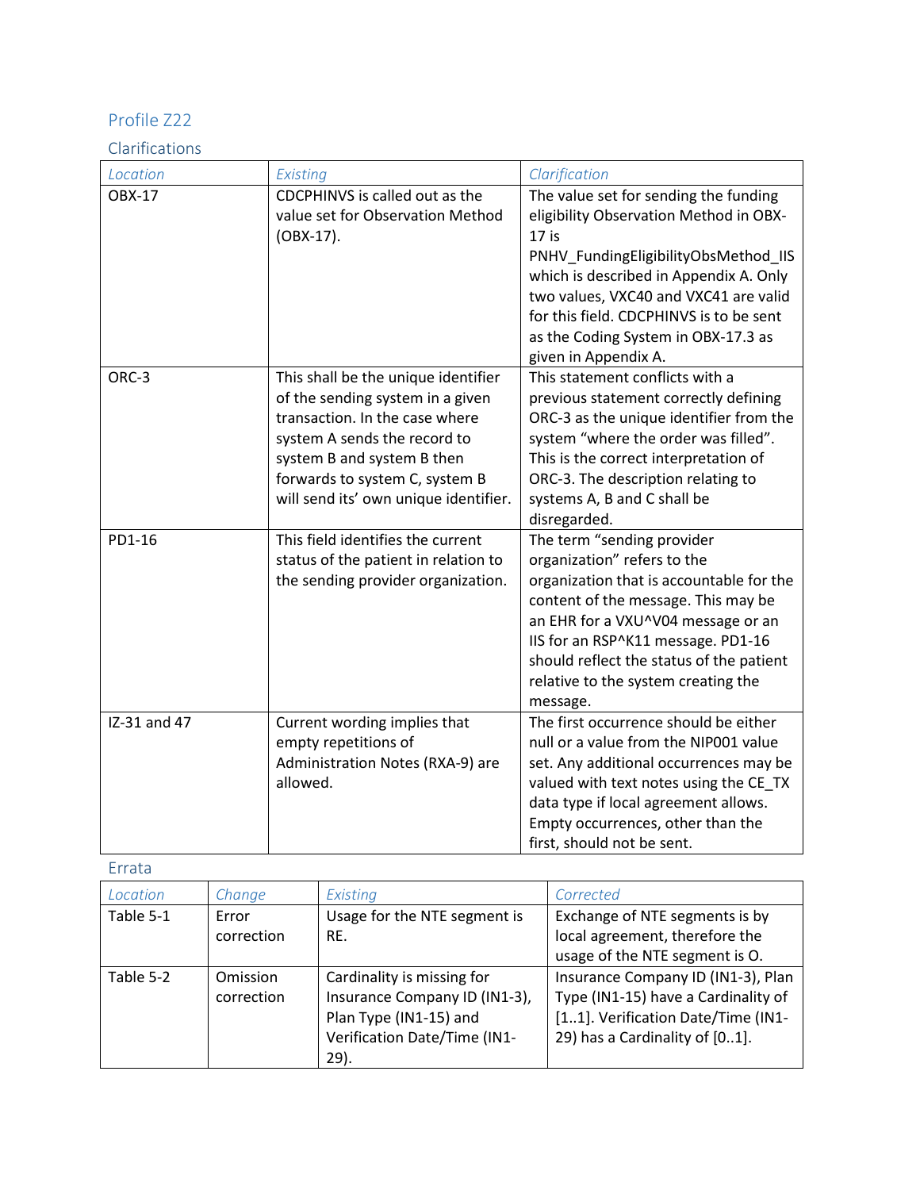## Profile Z22

### Clarifications

| *Location* | *Existing* | *Clarification* |
| --- | --- | --- |
| OBX-17 | CDCPHINVS is called out as the value set for Observation Method (OBX-17). | The value set for sending the funding eligibility Observation Method in OBX-17 is PNHV_FundingEligibilityObsMethod_IIS which is described in Appendix A. Only two values, VXC40 and VXC41 are valid for this field. CDCPHINVS is to be sent as the Coding System in OBX-17.3 as given in Appendix A. |
| ORC-3 | This shall be the unique identifier of the sending system in a given transaction. In the case where system A sends the record to system B and system B then forwards to system C, system B will send its' own unique identifier. | This statement conflicts with a previous statement correctly defining ORC-3 as the unique identifier from the system "where the order was filled". This is the correct interpretation of ORC-3. The description relating to systems A, B and C shall be disregarded. |
| PD1-16 | This field identifies the current status of the patient in relation to the sending provider organization. | The term "sending provider organization" refers to the organization that is accountable for the content of the message. This may be an EHR for a VXU^V04 message or an IIS for an RSP^K11 message. PD1-16 should reflect the status of the patient relative to the system creating the message. |
| IZ-31 and 47 | Current wording implies that empty repetitions of Administration Notes (RXA-9) are allowed. | The first occurrence should be either null or a value from the NIP001 value set. Any additional occurrences may be valued with text notes using the CE_TX data type if local agreement allows. Empty occurrences, other than the first, should not be sent. |

### Errata

| *Location* | *Change* | *Existing* | *Corrected* |
| --- | --- | --- | --- |
| Table 5-1 | Error correction | Usage for the NTE segment is RE. | Exchange of NTE segments is by local agreement, therefore the usage of the NTE segment is O. |
| Table 5-2 | Omission correction | Cardinality is missing for Insurance Company ID (IN1-3), Plan Type (IN1-15) and Verification Date/Time (IN1-29). | Insurance Company ID (IN1-3), Plan Type (IN1-15) have a Cardinality of [1..1]. Verification Date/Time (IN1-29) has a Cardinality of [0..1]. |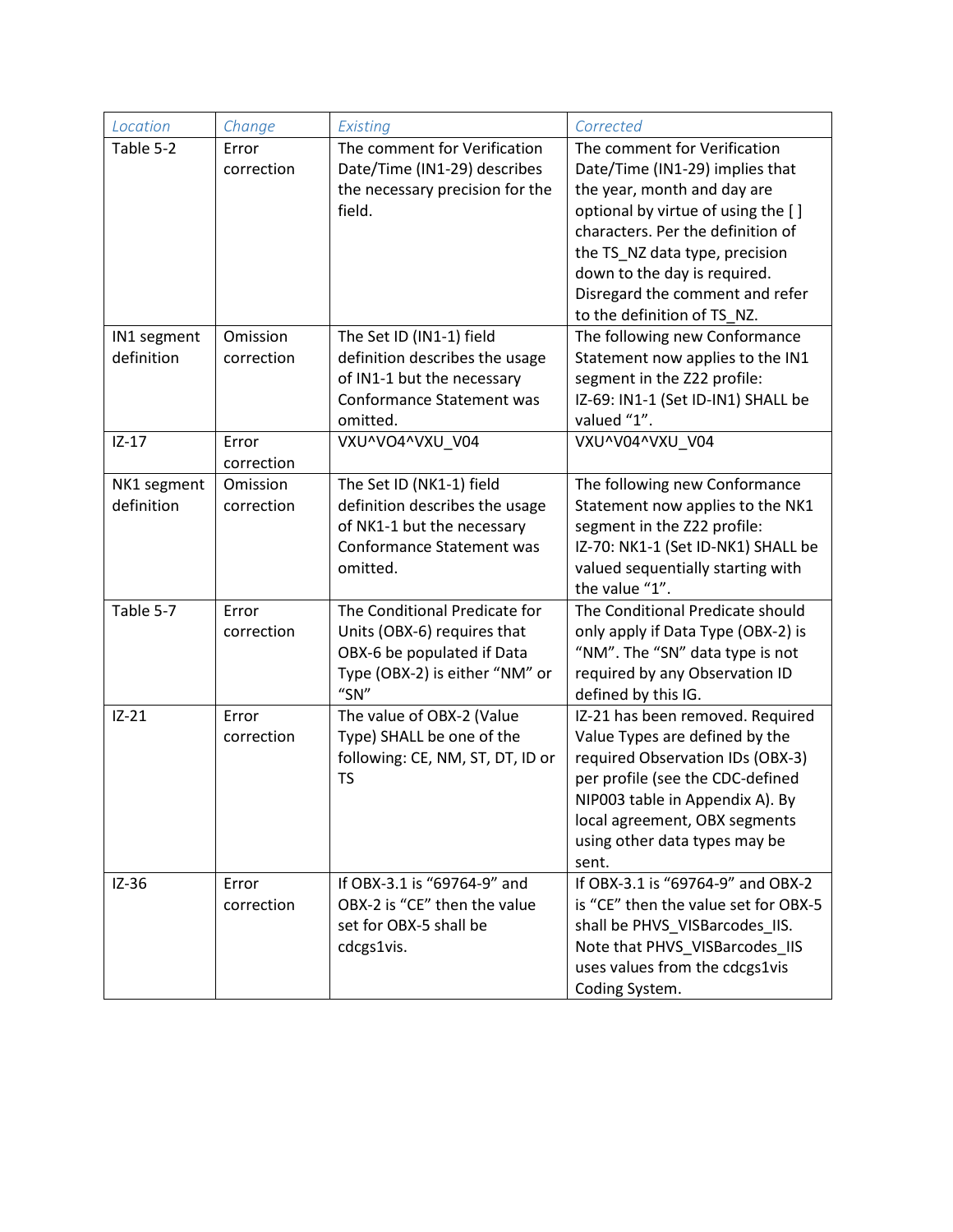| Location | Change | Existing | Corrected |
|---|---|---|---|
| Table 5-2 | Error correction | The comment for Verification Date/Time (IN1-29) describes the necessary precision for the field. | The comment for Verification Date/Time (IN1-29) implies that the year, month and day are optional by virtue of using the [ ] characters. Per the definition of the TS_NZ data type, precision down to the day is required. Disregard the comment and refer to the definition of TS_NZ. |
| IN1 segment definition | Omission correction | The Set ID (IN1-1) field definition describes the usage of IN1-1 but the necessary Conformance Statement was omitted. | The following new Conformance Statement now applies to the IN1 segment in the Z22 profile: IZ-69: IN1-1 (Set ID-IN1) SHALL be valued "1". |
| IZ-17 | Error correction | VXU^VO4^VXU_V04 | VXU^V04^VXU_V04 |
| NK1 segment definition | Omission correction | The Set ID (NK1-1) field definition describes the usage of NK1-1 but the necessary Conformance Statement was omitted. | The following new Conformance Statement now applies to the NK1 segment in the Z22 profile: IZ-70: NK1-1 (Set ID-NK1) SHALL be valued sequentially starting with the value "1". |
| Table 5-7 | Error correction | The Conditional Predicate for Units (OBX-6) requires that OBX-6 be populated if Data Type (OBX-2) is either "NM" or "SN" | The Conditional Predicate should only apply if Data Type (OBX-2) is "NM". The "SN" data type is not required by any Observation ID defined by this IG. |
| IZ-21 | Error correction | The value of OBX-2 (Value Type) SHALL be one of the following: CE, NM, ST, DT, ID or TS | IZ-21 has been removed. Required Value Types are defined by the required Observation IDs (OBX-3) per profile (see the CDC-defined NIP003 table in Appendix A). By local agreement, OBX segments using other data types may be sent. |
| IZ-36 | Error correction | If OBX-3.1 is "69764-9" and OBX-2 is "CE" then the value set for OBX-5 shall be cdcgs1vis. | If OBX-3.1 is "69764-9" and OBX-2 is "CE" then the value set for OBX-5 shall be PHVS_VISBarcodes_IIS. Note that PHVS_VISBarcodes_IIS uses values from the cdcgs1vis Coding System. |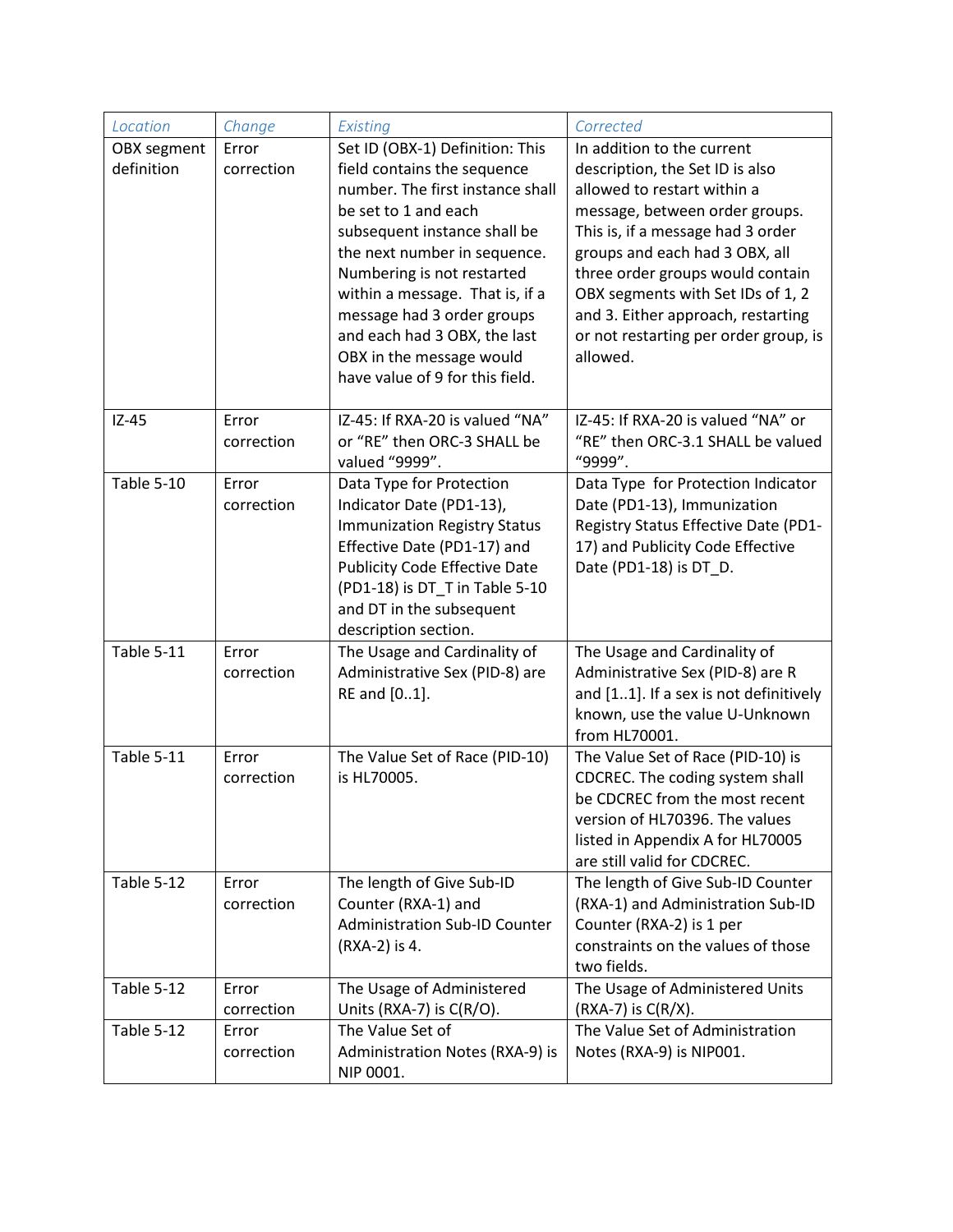| *Location* | *Change* | *Existing* | *Corrected* |
| --- | --- | --- | --- |
| OBX segment definition | Error correction | Set ID (OBX-1) Definition: This field contains the sequence number. The first instance shall be set to 1 and each subsequent instance shall be the next number in sequence. Numbering is not restarted within a message. That is, if a message had 3 order groups and each had 3 OBX, the last OBX in the message would have value of 9 for this field. | In addition to the current description, the Set ID is also allowed to restart within a message, between order groups. This is, if a message had 3 order groups and each had 3 OBX, all three order groups would contain OBX segments with Set IDs of 1, 2 and 3. Either approach, restarting or not restarting per order group, is allowed. |
| IZ-45 | Error correction | IZ-45: If RXA-20 is valued "NA" or "RE" then ORC-3 SHALL be valued "9999". | IZ-45: If RXA-20 is valued "NA" or "RE" then ORC-3.1 SHALL be valued "9999". |
| Table 5-10 | Error correction | Data Type for Protection Indicator Date (PD1-13), Immunization Registry Status Effective Date (PD1-17) and Publicity Code Effective Date (PD1-18) is DT_T in Table 5-10 and DT in the subsequent description section. | Data Type for Protection Indicator Date (PD1-13), Immunization Registry Status Effective Date (PD1-17) and Publicity Code Effective Date (PD1-18) is DT_D. |
| Table 5-11 | Error correction | The Usage and Cardinality of Administrative Sex (PID-8) are RE and [0..1]. | The Usage and Cardinality of Administrative Sex (PID-8) are R and [1..1]. If a sex is not definitively known, use the value U-Unknown from HL70001. |
| Table 5-11 | Error correction | The Value Set of Race (PID-10) is HL70005. | The Value Set of Race (PID-10) is CDCREC. The coding system shall be CDCREC from the most recent version of HL70396. The values listed in Appendix A for HL70005 are still valid for CDCREC. |
| Table 5-12 | Error correction | The length of Give Sub-ID Counter (RXA-1) and Administration Sub-ID Counter (RXA-2) is 4. | The length of Give Sub-ID Counter (RXA-1) and Administration Sub-ID Counter (RXA-2) is 1 per constraints on the values of those two fields. |
| Table 5-12 | Error correction | The Usage of Administered Units (RXA-7) is C(R/O). | The Usage of Administered Units (RXA-7) is C(R/X). |
| Table 5-12 | Error correction | The Value Set of Administration Notes (RXA-9) is NIP 0001. | The Value Set of Administration Notes (RXA-9) is NIP001. |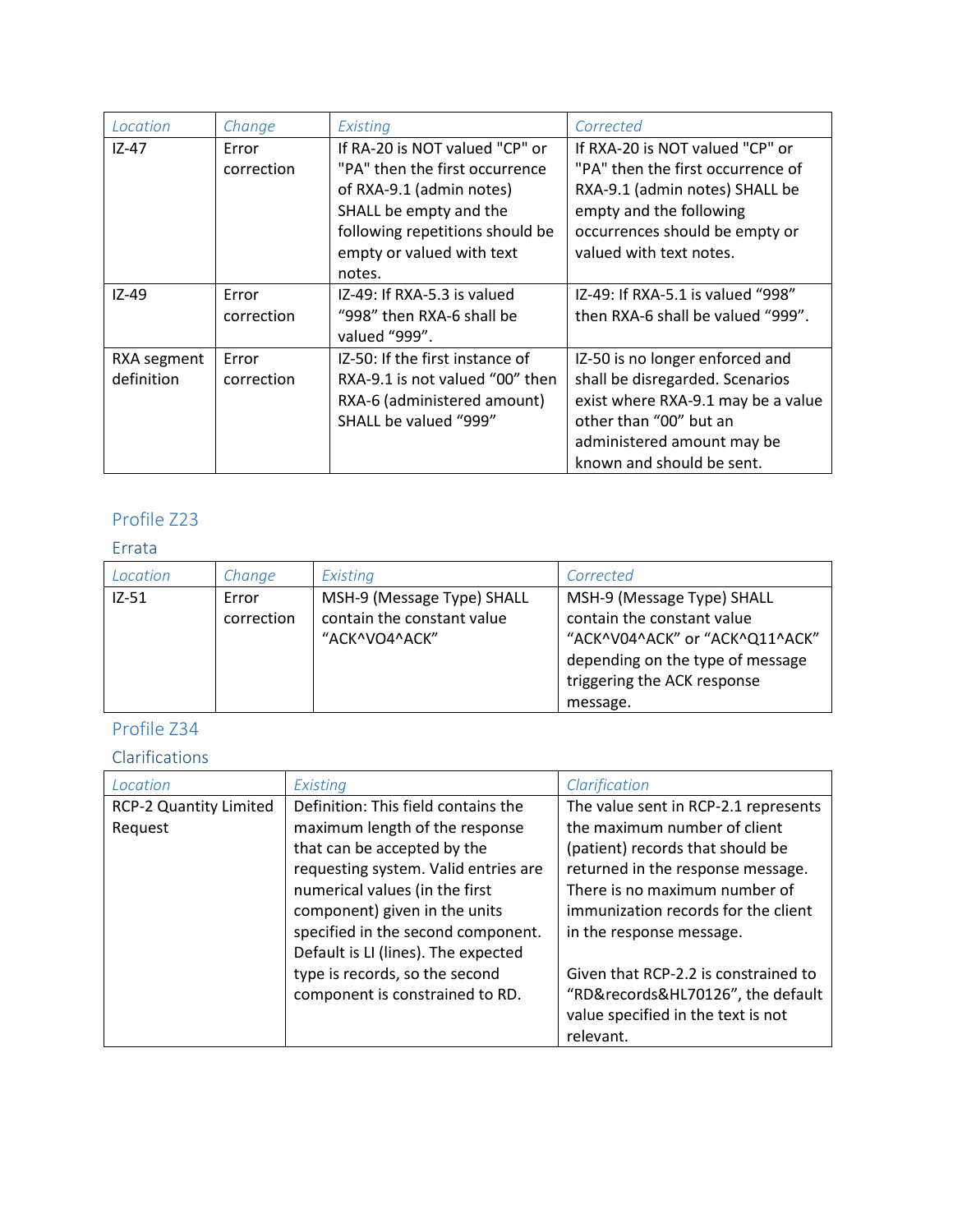| *Location* | *Change* | *Existing* | *Corrected* |
|---|---|---|---|
| IZ-47 | Error correction | If RA-20 is NOT valued "CP" or "PA" then the first occurrence of RXA-9.1 (admin notes) SHALL be empty and the following repetitions should be empty or valued with text notes. | If RXA-20 is NOT valued "CP" or "PA" then the first occurrence of RXA-9.1 (admin notes) SHALL be empty and the following occurrences should be empty or valued with text notes. |
| IZ-49 | Error correction | IZ-49: If RXA-5.3 is valued “998” then RXA-6 shall be valued “999”. | IZ-49: If RXA-5.1 is valued “998” then RXA-6 shall be valued “999”. |
| RXA segment definition | Error correction | IZ-50: If the first instance of RXA-9.1 is not valued “00” then RXA-6 (administered amount) SHALL be valued “999” | IZ-50 is no longer enforced and shall be disregarded. Scenarios exist where RXA-9.1 may be a value other than “00” but an administered amount may be known and should be sent. |

## Profile Z23

### Errata

| *Location* | *Change* | *Existing* | *Corrected* |
|---|---|---|---|
| IZ-51 | Error correction | MSH-9 (Message Type) SHALL contain the constant value “ACK^VO4^ACK” | MSH-9 (Message Type) SHALL contain the constant value “ACK^V04^ACK” or “ACK^Q11^ACK” depending on the type of message triggering the ACK response message. |

## Profile Z34

### Clarifications

| *Location* | *Existing* | *Clarification* |
|---|---|---|
| RCP-2 Quantity Limited Request | Definition: This field contains the maximum length of the response that can be accepted by the requesting system. Valid entries are numerical values (in the first component) given in the units specified in the second component. Default is LI (lines). The expected type is records, so the second component is constrained to RD. | The value sent in RCP-2.1 represents the maximum number of client (patient) records that should be returned in the response message. There is no maximum number of immunization records for the client in the response message.<br><br>Given that RCP-2.2 is constrained to “RD&records&HL70126”, the default value specified in the text is not relevant. |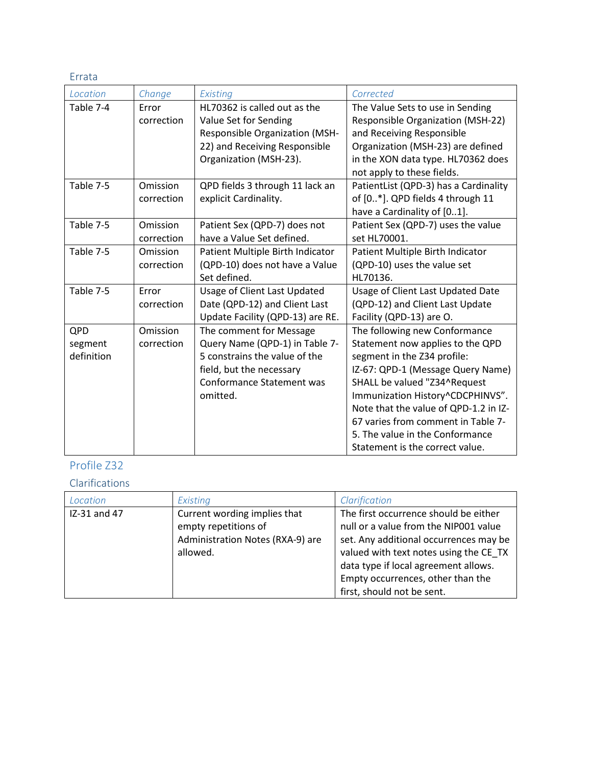### Errata

| Location | Change | Existing | Corrected |
|---|---|---|---|
| Table 7-4 | Error correction | HL70362 is called out as the Value Set for Sending Responsible Organization (MSH-22) and Receiving Responsible Organization (MSH-23). | The Value Sets to use in Sending Responsible Organization (MSH-22) and Receiving Responsible Organization (MSH-23) are defined in the XON data type. HL70362 does not apply to these fields. |
| Table 7-5 | Omission correction | QPD fields 3 through 11 lack an explicit Cardinality. | PatientList (QPD-3) has a Cardinality of [0..*]. QPD fields 4 through 11 have a Cardinality of [0..1]. |
| Table 7-5 | Omission correction | Patient Sex (QPD-7) does not have a Value Set defined. | Patient Sex (QPD-7) uses the value set HL70001. |
| Table 7-5 | Omission correction | Patient Multiple Birth Indicator (QPD-10) does not have a Value Set defined. | Patient Multiple Birth Indicator (QPD-10) uses the value set HL70136. |
| Table 7-5 | Error correction | Usage of Client Last Updated Date (QPD-12) and Client Last Update Facility (QPD-13) are RE. | Usage of Client Last Updated Date (QPD-12) and Client Last Update Facility (QPD-13) are O. |
| QPD segment definition | Omission correction | The comment for Message Query Name (QPD-1) in Table 7-5 constrains the value of the field, but the necessary Conformance Statement was omitted. | The following new Conformance Statement now applies to the QPD segment in the Z34 profile: IZ-67: QPD-1 (Message Query Name) SHALL be valued "Z34^Request Immunization History^CDCPHINVS". Note that the value of QPD-1.2 in IZ-67 varies from comment in Table 7-5. The value in the Conformance Statement is the correct value. |

## Profile Z32

### Clarifications

| Location | Existing | Clarification |
|---|---|---|
| IZ-31 and 47 | Current wording implies that empty repetitions of Administration Notes (RXA-9) are allowed. | The first occurrence should be either null or a value from the NIP001 value set. Any additional occurrences may be valued with text notes using the CE_TX data type if local agreement allows. Empty occurrences, other than the first, should not be sent. |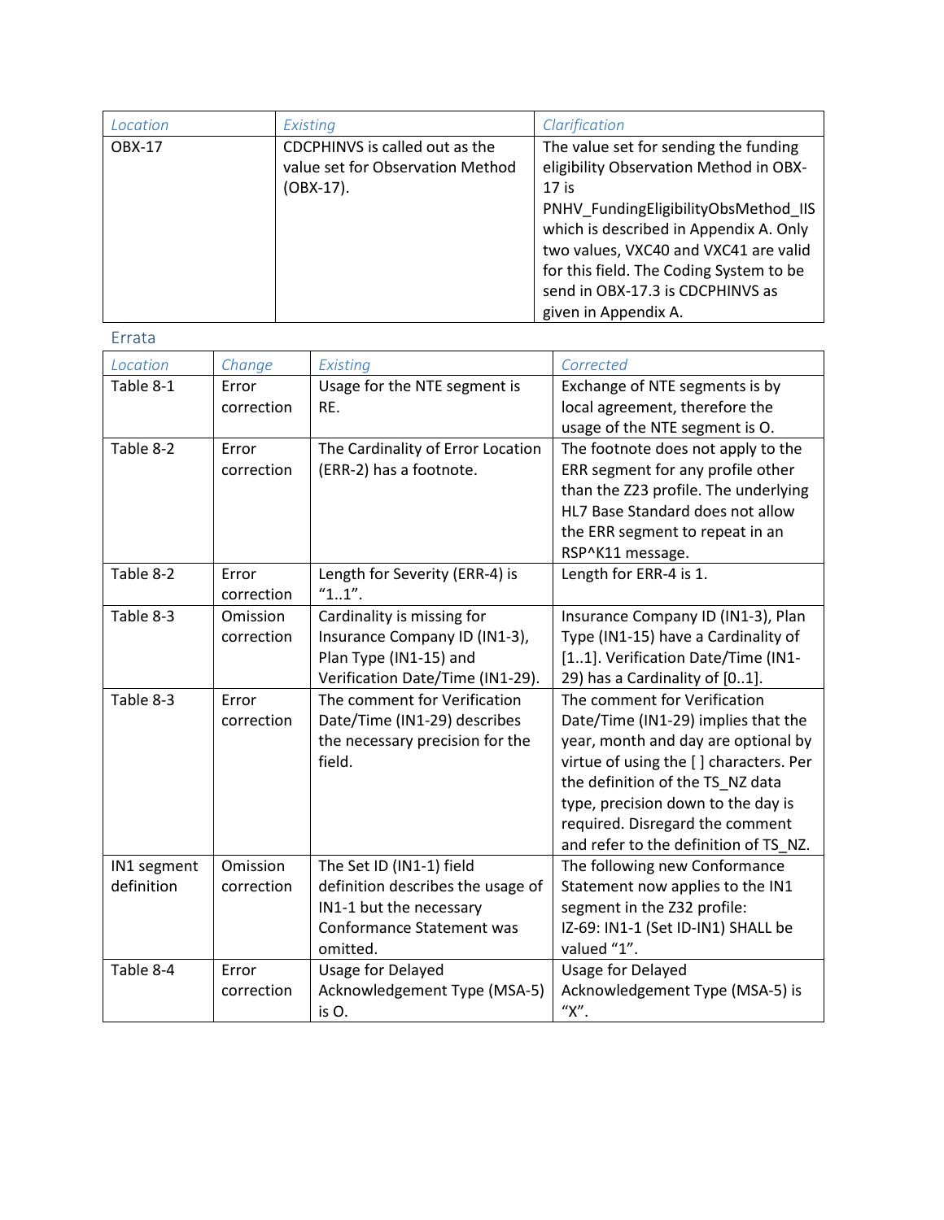| Location | Existing | Clarification |
| --- | --- | --- |
| OBX-17 | CDCPHINVS is called out as the value set for Observation Method (OBX-17). | The value set for sending the funding eligibility Observation Method in OBX-17 is PNHV_FundingEligibilityObsMethod_IIS which is described in Appendix A. Only two values, VXC40 and VXC41 are valid for this field. The Coding System to be send in OBX-17.3 is CDCPHINVS as given in Appendix A. |

## Errata

| Location | Change | Existing | Corrected |
| --- | --- | --- | --- |
| Table 8-1 | Error correction | Usage for the NTE segment is RE. | Exchange of NTE segments is by local agreement, therefore the usage of the NTE segment is O. |
| Table 8-2 | Error correction | The Cardinality of Error Location (ERR-2) has a footnote. | The footnote does not apply to the ERR segment for any profile other than the Z23 profile. The underlying HL7 Base Standard does not allow the ERR segment to repeat in an RSP^K11 message. |
| Table 8-2 | Error correction | Length for Severity (ERR-4) is "1..1". | Length for ERR-4 is 1. |
| Table 8-3 | Omission correction | Cardinality is missing for Insurance Company ID (IN1-3), Plan Type (IN1-15) and Verification Date/Time (IN1-29). | Insurance Company ID (IN1-3), Plan Type (IN1-15) have a Cardinality of [1..1]. Verification Date/Time (IN1-29) has a Cardinality of [0..1]. |
| Table 8-3 | Error correction | The comment for Verification Date/Time (IN1-29) describes the necessary precision for the field. | The comment for Verification Date/Time (IN1-29) implies that the year, month and day are optional by virtue of using the [ ] characters. Per the definition of the TS_NZ data type, precision down to the day is required. Disregard the comment and refer to the definition of TS_NZ. |
| IN1 segment definition | Omission correction | The Set ID (IN1-1) field definition describes the usage of IN1-1 but the necessary Conformance Statement was omitted. | The following new Conformance Statement now applies to the IN1 segment in the Z32 profile: IZ-69: IN1-1 (Set ID-IN1) SHALL be valued "1". |
| Table 8-4 | Error correction | Usage for Delayed Acknowledgement Type (MSA-5) is O. | Usage for Delayed Acknowledgement Type (MSA-5) is "X". |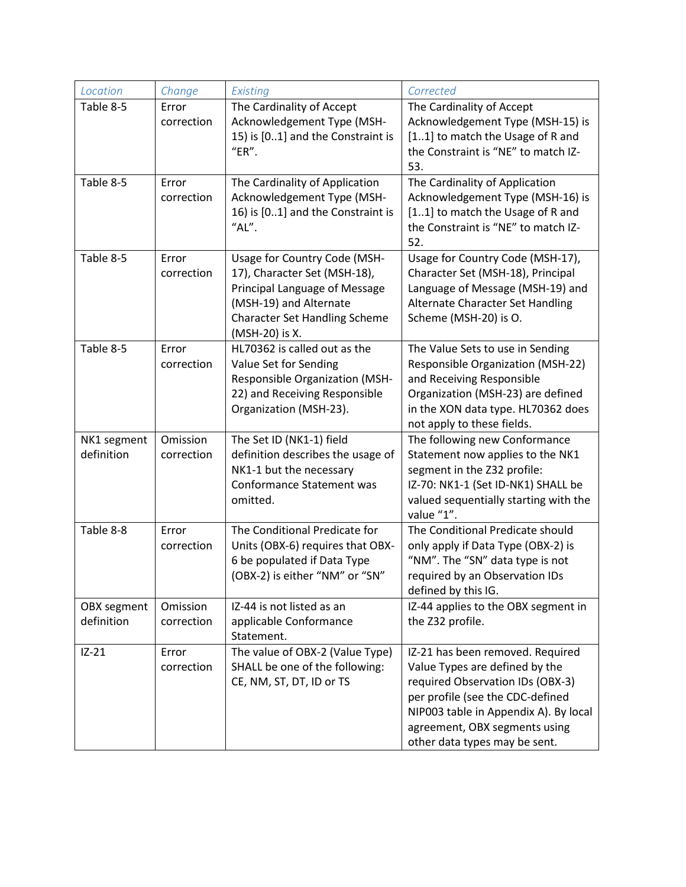| *Location* | *Change* | *Existing* | *Corrected* |
| --- | --- | --- | --- |
| Table 8-5 | Error correction | The Cardinality of Accept Acknowledgement Type (MSH-15) is [0..1] and the Constraint is "ER". | The Cardinality of Accept Acknowledgement Type (MSH-15) is [1..1] to match the Usage of R and the Constraint is "NE" to match IZ-53. |
| Table 8-5 | Error correction | The Cardinality of Application Acknowledgement Type (MSH-16) is [0..1] and the Constraint is "AL". | The Cardinality of Application Acknowledgement Type (MSH-16) is [1..1] to match the Usage of R and the Constraint is "NE" to match IZ-52. |
| Table 8-5 | Error correction | Usage for Country Code (MSH-17), Character Set (MSH-18), Principal Language of Message (MSH-19) and Alternate Character Set Handling Scheme (MSH-20) is X. | Usage for Country Code (MSH-17), Character Set (MSH-18), Principal Language of Message (MSH-19) and Alternate Character Set Handling Scheme (MSH-20) is O. |
| Table 8-5 | Error correction | HL70362 is called out as the Value Set for Sending Responsible Organization (MSH-22) and Receiving Responsible Organization (MSH-23). | The Value Sets to use in Sending Responsible Organization (MSH-22) and Receiving Responsible Organization (MSH-23) are defined in the XON data type. HL70362 does not apply to these fields. |
| NK1 segment definition | Omission correction | The Set ID (NK1-1) field definition describes the usage of NK1-1 but the necessary Conformance Statement was omitted. | The following new Conformance Statement now applies to the NK1 segment in the Z32 profile: IZ-70: NK1-1 (Set ID-NK1) SHALL be valued sequentially starting with the value "1". |
| Table 8-8 | Error correction | The Conditional Predicate for Units (OBX-6) requires that OBX-6 be populated if Data Type (OBX-2) is either "NM" or "SN" | The Conditional Predicate should only apply if Data Type (OBX-2) is "NM". The "SN" data type is not required by an Observation IDs defined by this IG. |
| OBX segment definition | Omission correction | IZ-44 is not listed as an applicable Conformance Statement. | IZ-44 applies to the OBX segment in the Z32 profile. |
| IZ-21 | Error correction | The value of OBX-2 (Value Type) SHALL be one of the following: CE, NM, ST, DT, ID or TS | IZ-21 has been removed. Required Value Types are defined by the required Observation IDs (OBX-3) per profile (see the CDC-defined NIP003 table in Appendix A). By local agreement, OBX segments using other data types may be sent. |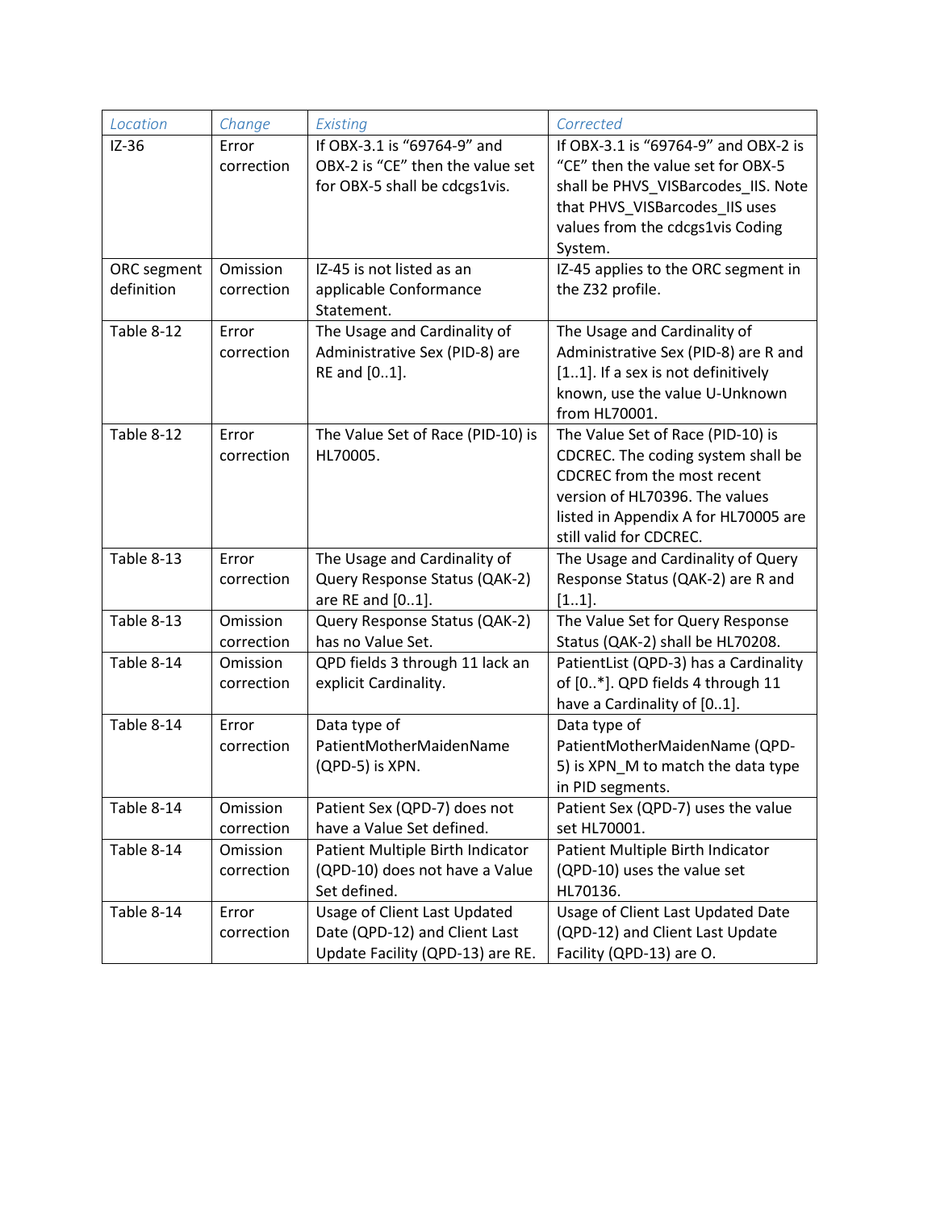| *Location* | *Change* | *Existing* | *Corrected* |
| --- | --- | --- | --- |
| IZ-36 | Error correction | If OBX-3.1 is "69764-9" and OBX-2 is "CE" then the value set for OBX-5 shall be cdcgs1vis. | If OBX-3.1 is "69764-9" and OBX-2 is "CE" then the value set for OBX-5 shall be PHVS_VISBarcodes_IIS. Note that PHVS_VISBarcodes_IIS uses values from the cdcgs1vis Coding System. |
| ORC segment definition | Omission correction | IZ-45 is not listed as an applicable Conformance Statement. | IZ-45 applies to the ORC segment in the Z32 profile. |
| Table 8-12 | Error correction | The Usage and Cardinality of Administrative Sex (PID-8) are RE and [0..1]. | The Usage and Cardinality of Administrative Sex (PID-8) are R and [1..1]. If a sex is not definitively known, use the value U-Unknown from HL70001. |
| Table 8-12 | Error correction | The Value Set of Race (PID-10) is HL70005. | The Value Set of Race (PID-10) is CDCREC. The coding system shall be CDCREC from the most recent version of HL70396. The values listed in Appendix A for HL70005 are still valid for CDCREC. |
| Table 8-13 | Error correction | The Usage and Cardinality of Query Response Status (QAK-2) are RE and [0..1]. | The Usage and Cardinality of Query Response Status (QAK-2) are R and [1..1]. |
| Table 8-13 | Omission correction | Query Response Status (QAK-2) has no Value Set. | The Value Set for Query Response Status (QAK-2) shall be HL70208. |
| Table 8-14 | Omission correction | QPD fields 3 through 11 lack an explicit Cardinality. | PatientList (QPD-3) has a Cardinality of [0..*]. QPD fields 4 through 11 have a Cardinality of [0..1]. |
| Table 8-14 | Error correction | Data type of PatientMotherMaidenName (QPD-5) is XPN. | Data type of PatientMotherMaidenName (QPD-5) is XPN_M to match the data type in PID segments. |
| Table 8-14 | Omission correction | Patient Sex (QPD-7) does not have a Value Set defined. | Patient Sex (QPD-7) uses the value set HL70001. |
| Table 8-14 | Omission correction | Patient Multiple Birth Indicator (QPD-10) does not have a Value Set defined. | Patient Multiple Birth Indicator (QPD-10) uses the value set HL70136. |
| Table 8-14 | Error correction | Usage of Client Last Updated Date (QPD-12) and Client Last Update Facility (QPD-13) are RE. | Usage of Client Last Updated Date (QPD-12) and Client Last Update Facility (QPD-13) are O. |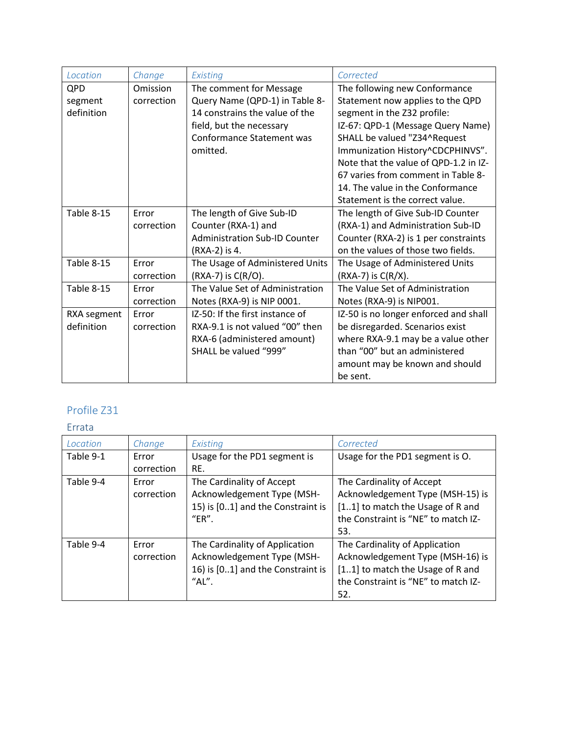| *Location* | *Change* | *Existing* | *Corrected* |
| --- | --- | --- | --- |
| QPD segment definition | Omission correction | The comment for Message Query Name (QPD-1) in Table 8-14 constrains the value of the field, but the necessary Conformance Statement was omitted. | The following new Conformance Statement now applies to the QPD segment in the Z32 profile: IZ-67: QPD-1 (Message Query Name) SHALL be valued "Z34^Request Immunization History^CDCPHINVS". Note that the value of QPD-1.2 in IZ-67 varies from comment in Table 8-14. The value in the Conformance Statement is the correct value. |
| Table 8-15 | Error correction | The length of Give Sub-ID Counter (RXA-1) and Administration Sub-ID Counter (RXA-2) is 4. | The length of Give Sub-ID Counter (RXA-1) and Administration Sub-ID Counter (RXA-2) is 1 per constraints on the values of those two fields. |
| Table 8-15 | Error correction | The Usage of Administered Units (RXA-7) is C(R/O). | The Usage of Administered Units (RXA-7) is C(R/X). |
| Table 8-15 | Error correction | The Value Set of Administration Notes (RXA-9) is NIP 0001. | The Value Set of Administration Notes (RXA-9) is NIP001. |
| RXA segment definition | Error correction | IZ-50: If the first instance of RXA-9.1 is not valued "00" then RXA-6 (administered amount) SHALL be valued "999" | IZ-50 is no longer enforced and shall be disregarded. Scenarios exist where RXA-9.1 may be a value other than "00" but an administered amount may be known and should be sent. |

## Profile Z31

### Errata

| *Location* | *Change* | *Existing* | *Corrected* |
| --- | --- | --- | --- |
| Table 9-1 | Error correction | Usage for the PD1 segment is RE. | Usage for the PD1 segment is O. |
| Table 9-4 | Error correction | The Cardinality of Accept Acknowledgement Type (MSH-15) is [0..1] and the Constraint is "ER". | The Cardinality of Accept Acknowledgement Type (MSH-15) is [1..1] to match the Usage of R and the Constraint is "NE" to match IZ-53. |
| Table 9-4 | Error correction | The Cardinality of Application Acknowledgement Type (MSH-16) is [0..1] and the Constraint is "AL". | The Cardinality of Application Acknowledgement Type (MSH-16) is [1..1] to match the Usage of R and the Constraint is "NE" to match IZ-52. |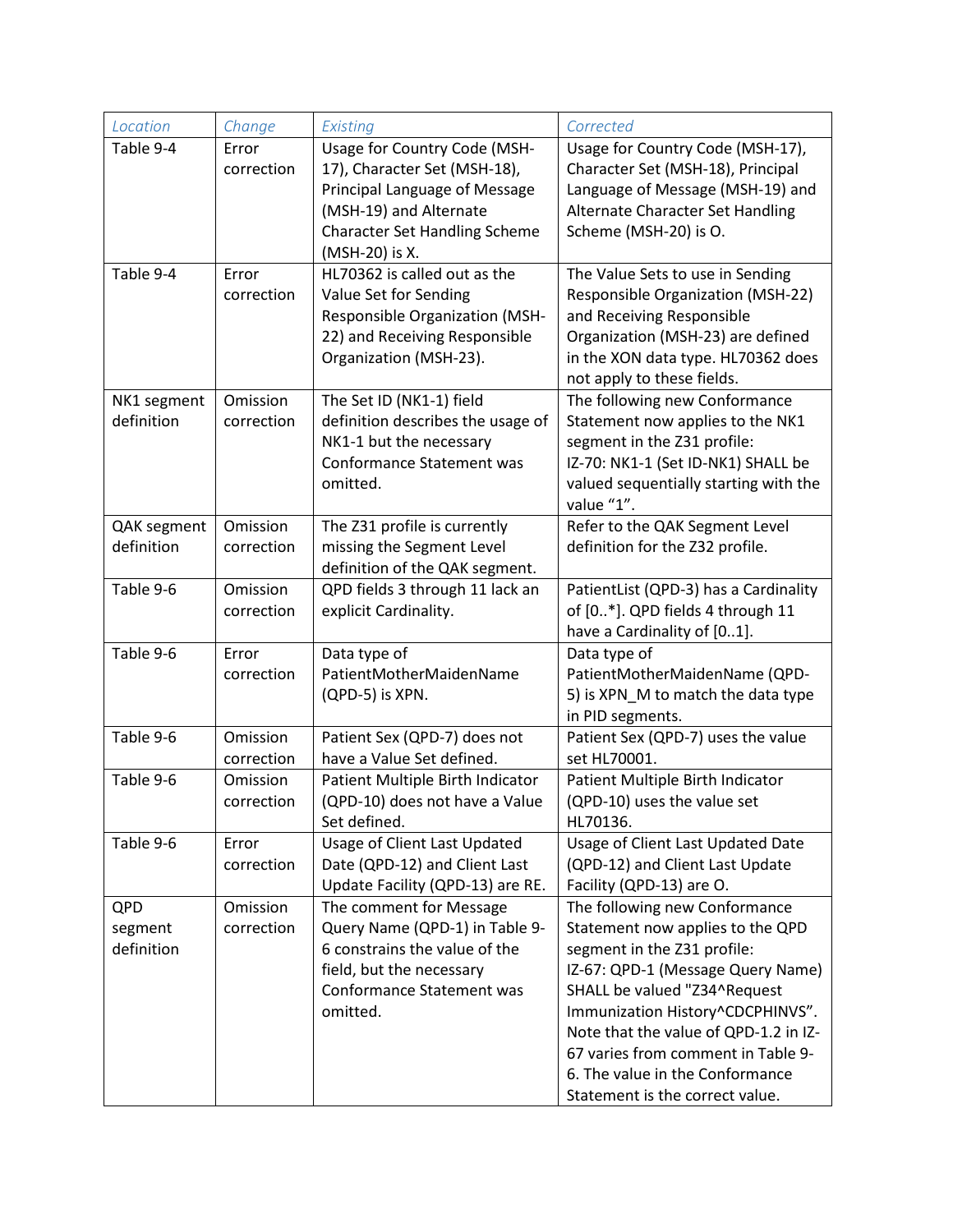| *Location* | *Change* | *Existing* | *Corrected* |
| --- | --- | --- | --- |
| Table 9-4 | Error correction | Usage for Country Code (MSH-17), Character Set (MSH-18), Principal Language of Message (MSH-19) and Alternate Character Set Handling Scheme (MSH-20) is X. | Usage for Country Code (MSH-17), Character Set (MSH-18), Principal Language of Message (MSH-19) and Alternate Character Set Handling Scheme (MSH-20) is O. |
| Table 9-4 | Error correction | HL70362 is called out as the Value Set for Sending Responsible Organization (MSH-22) and Receiving Responsible Organization (MSH-23). | The Value Sets to use in Sending Responsible Organization (MSH-22) and Receiving Responsible Organization (MSH-23) are defined in the XON data type. HL70362 does not apply to these fields. |
| NK1 segment definition | Omission correction | The Set ID (NK1-1) field definition describes the usage of NK1-1 but the necessary Conformance Statement was omitted. | The following new Conformance Statement now applies to the NK1 segment in the Z31 profile: IZ-70: NK1-1 (Set ID-NK1) SHALL be valued sequentially starting with the value "1". |
| QAK segment definition | Omission correction | The Z31 profile is currently missing the Segment Level definition of the QAK segment. | Refer to the QAK Segment Level definition for the Z32 profile. |
| Table 9-6 | Omission correction | QPD fields 3 through 11 lack an explicit Cardinality. | PatientList (QPD-3) has a Cardinality of [0..*]. QPD fields 4 through 11 have a Cardinality of [0..1]. |
| Table 9-6 | Error correction | Data type of PatientMotherMaidenName (QPD-5) is XPN. | Data type of PatientMotherMaidenName (QPD-5) is XPN_M to match the data type in PID segments. |
| Table 9-6 | Omission correction | Patient Sex (QPD-7) does not have a Value Set defined. | Patient Sex (QPD-7) uses the value set HL70001. |
| Table 9-6 | Omission correction | Patient Multiple Birth Indicator (QPD-10) does not have a Value Set defined. | Patient Multiple Birth Indicator (QPD-10) uses the value set HL70136. |
| Table 9-6 | Error correction | Usage of Client Last Updated Date (QPD-12) and Client Last Update Facility (QPD-13) are RE. | Usage of Client Last Updated Date (QPD-12) and Client Last Update Facility (QPD-13) are O. |
| QPD segment definition | Omission correction | The comment for Message Query Name (QPD-1) in Table 9-6 constrains the value of the field, but the necessary Conformance Statement was omitted. | The following new Conformance Statement now applies to the QPD segment in the Z31 profile: IZ-67: QPD-1 (Message Query Name) SHALL be valued "Z34^Request Immunization History^CDCPHINVS". Note that the value of QPD-1.2 in IZ-67 varies from comment in Table 9-6. The value in the Conformance Statement is the correct value. |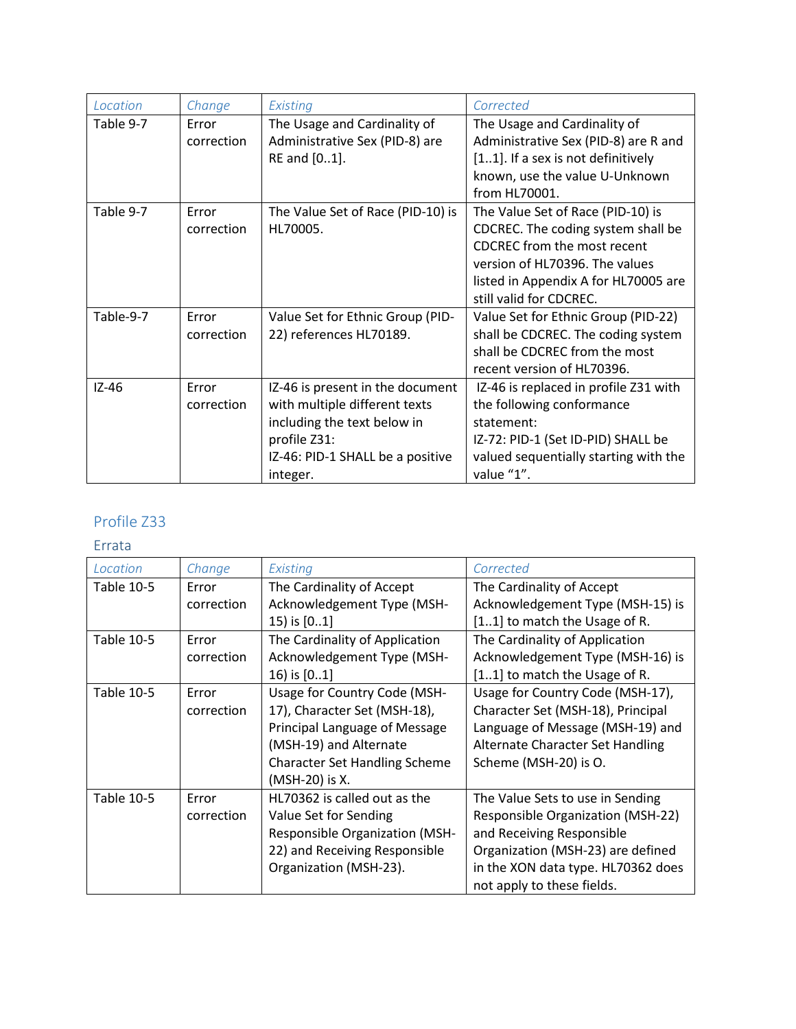| Location | Change | Existing | Corrected |
|---|---|---|---|
| Table 9-7 | Error correction | The Usage and Cardinality of Administrative Sex (PID-8) are RE and [0..1]. | The Usage and Cardinality of Administrative Sex (PID-8) are R and [1..1]. If a sex is not definitively known, use the value U-Unknown from HL70001. |
| Table 9-7 | Error correction | The Value Set of Race (PID-10) is HL70005. | The Value Set of Race (PID-10) is CDCREC. The coding system shall be CDCREC from the most recent version of HL70396. The values listed in Appendix A for HL70005 are still valid for CDCREC. |
| Table-9-7 | Error correction | Value Set for Ethnic Group (PID-22) references HL70189. | Value Set for Ethnic Group (PID-22) shall be CDCREC. The coding system shall be CDCREC from the most recent version of HL70396. |
| IZ-46 | Error correction | IZ-46 is present in the document with multiple different texts including the text below in profile Z31:<br>IZ-46: PID-1 SHALL be a positive integer. | IZ-46 is replaced in profile Z31 with the following conformance statement:<br>IZ-72: PID-1 (Set ID-PID) SHALL be valued sequentially starting with the value "1". |

## Profile Z33

### Errata

| Location | Change | Existing | Corrected |
|---|---|---|---|
| Table 10-5 | Error correction | The Cardinality of Accept Acknowledgement Type (MSH-15) is [0..1] | The Cardinality of Accept Acknowledgement Type (MSH-15) is [1..1] to match the Usage of R. |
| Table 10-5 | Error correction | The Cardinality of Application Acknowledgement Type (MSH-16) is [0..1] | The Cardinality of Application Acknowledgement Type (MSH-16) is [1..1] to match the Usage of R. |
| Table 10-5 | Error correction | Usage for Country Code (MSH-17), Character Set (MSH-18), Principal Language of Message (MSH-19) and Alternate Character Set Handling Scheme (MSH-20) is X. | Usage for Country Code (MSH-17), Character Set (MSH-18), Principal Language of Message (MSH-19) and Alternate Character Set Handling Scheme (MSH-20) is O. |
| Table 10-5 | Error correction | HL70362 is called out as the Value Set for Sending Responsible Organization (MSH-22) and Receiving Responsible Organization (MSH-23). | The Value Sets to use in Sending Responsible Organization (MSH-22) and Receiving Responsible Organization (MSH-23) are defined in the XON data type. HL70362 does not apply to these fields. |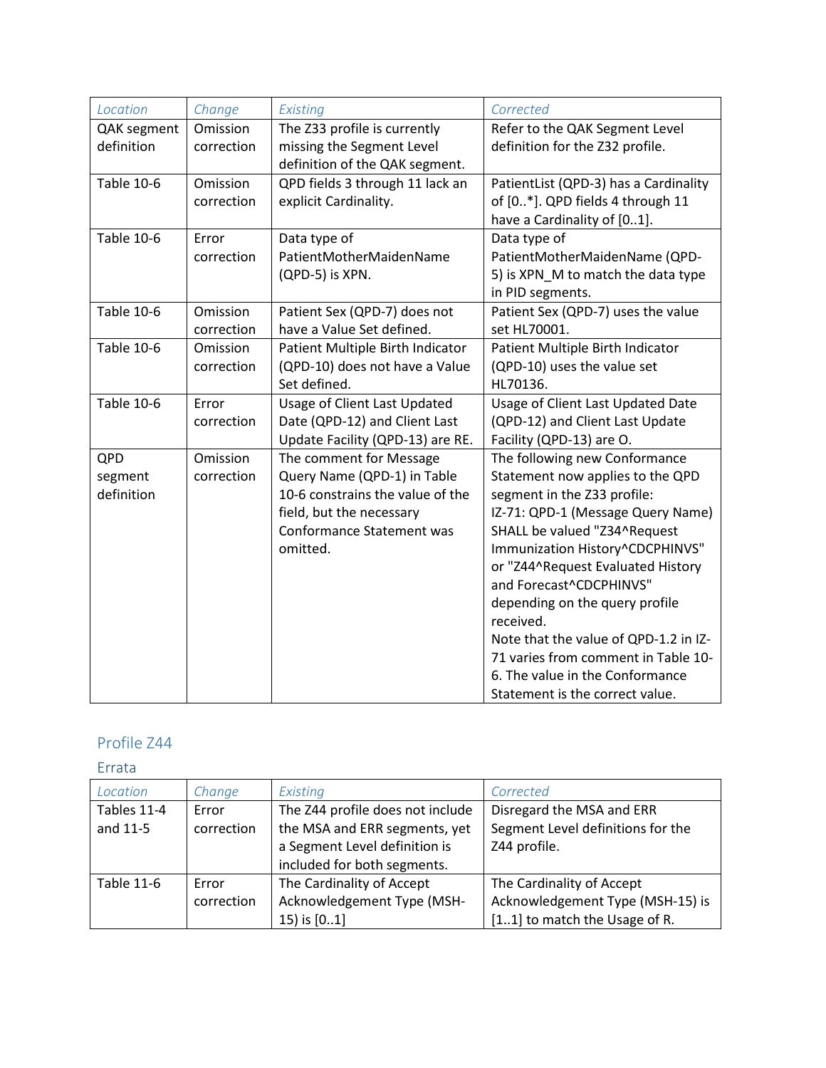| Location | Change | Existing | Corrected |
|---|---|---|---|
| QAK segment definition | Omission correction | The Z33 profile is currently missing the Segment Level definition of the QAK segment. | Refer to the QAK Segment Level definition for the Z32 profile. |
| Table 10-6 | Omission correction | QPD fields 3 through 11 lack an explicit Cardinality. | PatientList (QPD-3) has a Cardinality of [0..*]. QPD fields 4 through 11 have a Cardinality of [0..1]. |
| Table 10-6 | Error correction | Data type of PatientMotherMaidenName (QPD-5) is XPN. | Data type of PatientMotherMaidenName (QPD-5) is XPN_M to match the data type in PID segments. |
| Table 10-6 | Omission correction | Patient Sex (QPD-7) does not have a Value Set defined. | Patient Sex (QPD-7) uses the value set HL70001. |
| Table 10-6 | Omission correction | Patient Multiple Birth Indicator (QPD-10) does not have a Value Set defined. | Patient Multiple Birth Indicator (QPD-10) uses the value set HL70136. |
| Table 10-6 | Error correction | Usage of Client Last Updated Date (QPD-12) and Client Last Update Facility (QPD-13) are RE. | Usage of Client Last Updated Date (QPD-12) and Client Last Update Facility (QPD-13) are O. |
| QPD segment definition | Omission correction | The comment for Message Query Name (QPD-1) in Table 10-6 constrains the value of the field, but the necessary Conformance Statement was omitted. | The following new Conformance Statement now applies to the QPD segment in the Z33 profile:<br>IZ-71: QPD-1 (Message Query Name) SHALL be valued "Z34^Request Immunization History^CDCPHINVS" or "Z44^Request Evaluated History and Forecast^CDCPHINVS" depending on the query profile received.<br>Note that the value of QPD-1.2 in IZ-71 varies from comment in Table 10-6. The value in the Conformance Statement is the correct value. |

## Profile Z44

### Errata

| Location | Change | Existing | Corrected |
|---|---|---|---|
| Tables 11-4 and 11-5 | Error correction | The Z44 profile does not include the MSA and ERR segments, yet a Segment Level definition is included for both segments. | Disregard the MSA and ERR Segment Level definitions for the Z44 profile. |
| Table 11-6 | Error correction | The Cardinality of Accept Acknowledgement Type (MSH-15) is [0..1] | The Cardinality of Accept Acknowledgement Type (MSH-15) is [1..1] to match the Usage of R. |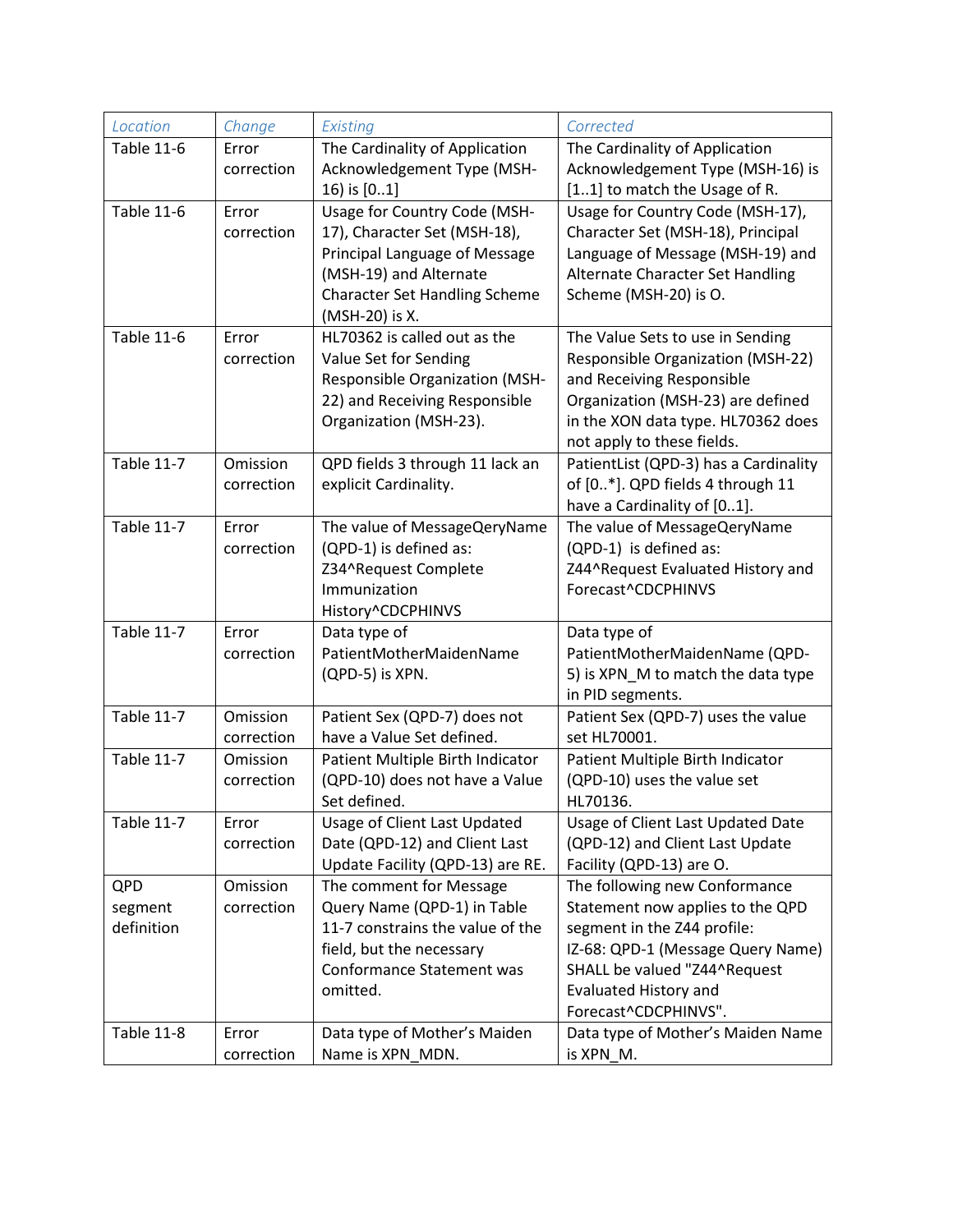| Location | Change | Existing | Corrected |
| --- | --- | --- | --- |
| Table 11-6 | Error correction | The Cardinality of Application Acknowledgement Type (MSH-16) is [0..1] | The Cardinality of Application Acknowledgement Type (MSH-16) is [1..1] to match the Usage of R. |
| Table 11-6 | Error correction | Usage for Country Code (MSH-17), Character Set (MSH-18), Principal Language of Message (MSH-19) and Alternate Character Set Handling Scheme (MSH-20) is X. | Usage for Country Code (MSH-17), Character Set (MSH-18), Principal Language of Message (MSH-19) and Alternate Character Set Handling Scheme (MSH-20) is O. |
| Table 11-6 | Error correction | HL70362 is called out as the Value Set for Sending Responsible Organization (MSH-22) and Receiving Responsible Organization (MSH-23). | The Value Sets to use in Sending Responsible Organization (MSH-22) and Receiving Responsible Organization (MSH-23) are defined in the XON data type. HL70362 does not apply to these fields. |
| Table 11-7 | Omission correction | QPD fields 3 through 11 lack an explicit Cardinality. | PatientList (QPD-3) has a Cardinality of [0..*]. QPD fields 4 through 11 have a Cardinality of [0..1]. |
| Table 11-7 | Error correction | The value of MessageQeryName (QPD-1) is defined as: Z34^Request Complete Immunization History^CDCPHINVS | The value of MessageQeryName (QPD-1) is defined as: Z44^Request Evaluated History and Forecast^CDCPHINVS |
| Table 11-7 | Error correction | Data type of PatientMotherMaidenName (QPD-5) is XPN. | Data type of PatientMotherMaidenName (QPD-5) is XPN_M to match the data type in PID segments. |
| Table 11-7 | Omission correction | Patient Sex (QPD-7) does not have a Value Set defined. | Patient Sex (QPD-7) uses the value set HL70001. |
| Table 11-7 | Omission correction | Patient Multiple Birth Indicator (QPD-10) does not have a Value Set defined. | Patient Multiple Birth Indicator (QPD-10) uses the value set HL70136. |
| Table 11-7 | Error correction | Usage of Client Last Updated Date (QPD-12) and Client Last Update Facility (QPD-13) are RE. | Usage of Client Last Updated Date (QPD-12) and Client Last Update Facility (QPD-13) are O. |
| QPD segment definition | Omission correction | The comment for Message Query Name (QPD-1) in Table 11-7 constrains the value of the field, but the necessary Conformance Statement was omitted. | The following new Conformance Statement now applies to the QPD segment in the Z44 profile: IZ-68: QPD-1 (Message Query Name) SHALL be valued "Z44^Request Evaluated History and Forecast^CDCPHINVS". |
| Table 11-8 | Error correction | Data type of Mother's Maiden Name is XPN_MDN. | Data type of Mother's Maiden Name is XPN_M. |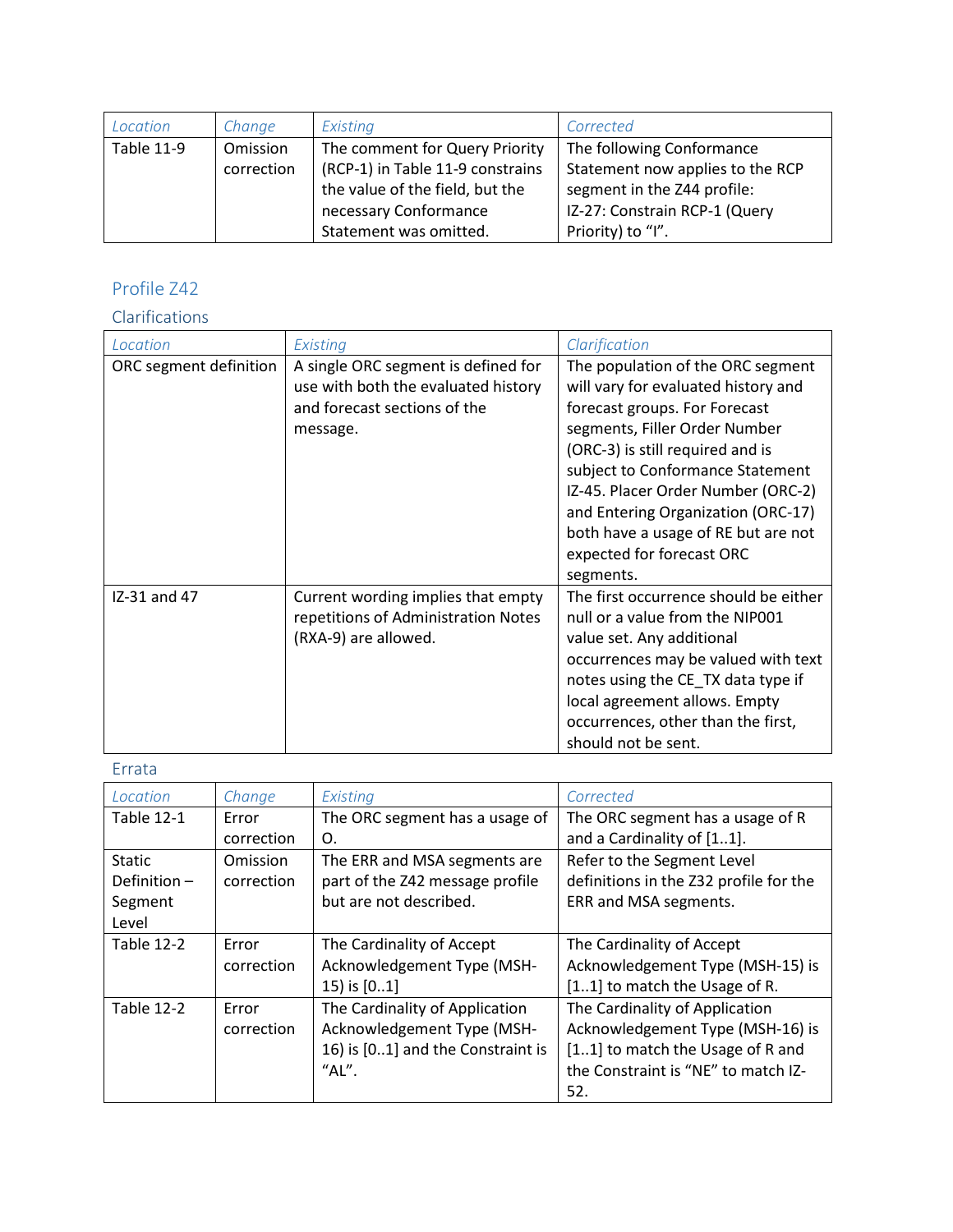| *Location* | *Change* | *Existing* | *Corrected* |
| --- | --- | --- | --- |
| Table 11-9 | Omission correction | The comment for Query Priority (RCP-1) in Table 11-9 constrains the value of the field, but the necessary Conformance Statement was omitted. | The following Conformance Statement now applies to the RCP segment in the Z44 profile: IZ-27: Constrain RCP-1 (Query Priority) to “I”. |

## Profile Z42

### Clarifications

| *Location* | *Existing* | *Clarification* |
| --- | --- | --- |
| ORC segment definition | A single ORC segment is defined for use with both the evaluated history and forecast sections of the message. | The population of the ORC segment will vary for evaluated history and forecast groups. For Forecast segments, Filler Order Number (ORC-3) is still required and is subject to Conformance Statement IZ-45. Placer Order Number (ORC-2) and Entering Organization (ORC-17) both have a usage of RE but are not expected for forecast ORC segments. |
| IZ-31 and 47 | Current wording implies that empty repetitions of Administration Notes (RXA-9) are allowed. | The first occurrence should be either null or a value from the NIP001 value set. Any additional occurrences may be valued with text notes using the CE_TX data type if local agreement allows. Empty occurrences, other than the first, should not be sent. |

### Errata

| *Location* | *Change* | *Existing* | *Corrected* |
| --- | --- | --- | --- |
| Table 12-1 | Error correction | The ORC segment has a usage of O. | The ORC segment has a usage of R and a Cardinality of [1..1]. |
| Static Definition – Segment Level | Omission correction | The ERR and MSA segments are part of the Z42 message profile but are not described. | Refer to the Segment Level definitions in the Z32 profile for the ERR and MSA segments. |
| Table 12-2 | Error correction | The Cardinality of Accept Acknowledgement Type (MSH-15) is [0..1] | The Cardinality of Accept Acknowledgement Type (MSH-15) is [1..1] to match the Usage of R. |
| Table 12-2 | Error correction | The Cardinality of Application Acknowledgement Type (MSH-16) is [0..1] and the Constraint is “AL”. | The Cardinality of Application Acknowledgement Type (MSH-16) is [1..1] to match the Usage of R and the Constraint is “NE” to match IZ-52. |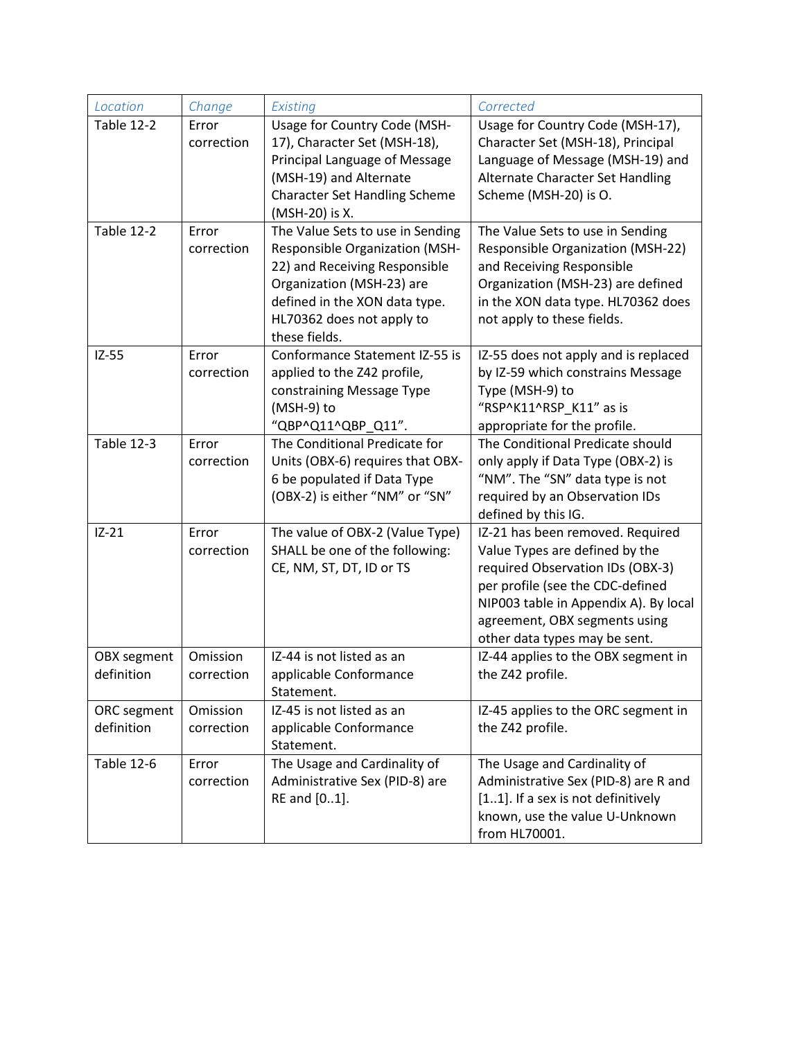| Location | Change | Existing | Corrected |
|---|---|---|---|
| Table 12-2 | Error correction | Usage for Country Code (MSH-17), Character Set (MSH-18), Principal Language of Message (MSH-19) and Alternate Character Set Handling Scheme (MSH-20) is X. | Usage for Country Code (MSH-17), Character Set (MSH-18), Principal Language of Message (MSH-19) and Alternate Character Set Handling Scheme (MSH-20) is O. |
| Table 12-2 | Error correction | The Value Sets to use in Sending Responsible Organization (MSH-22) and Receiving Responsible Organization (MSH-23) are defined in the XON data type. HL70362 does not apply to these fields. | The Value Sets to use in Sending Responsible Organization (MSH-22) and Receiving Responsible Organization (MSH-23) are defined in the XON data type. HL70362 does not apply to these fields. |
| IZ-55 | Error correction | Conformance Statement IZ-55 is applied to the Z42 profile, constraining Message Type (MSH-9) to "QBP^Q11^QBP_Q11". | IZ-55 does not apply and is replaced by IZ-59 which constrains Message Type (MSH-9) to "RSP^K11^RSP_K11" as is appropriate for the profile. |
| Table 12-3 | Error correction | The Conditional Predicate for Units (OBX-6) requires that OBX-6 be populated if Data Type (OBX-2) is either "NM" or "SN" | The Conditional Predicate should only apply if Data Type (OBX-2) is "NM". The "SN" data type is not required by an Observation IDs defined by this IG. |
| IZ-21 | Error correction | The value of OBX-2 (Value Type) SHALL be one of the following: CE, NM, ST, DT, ID or TS | IZ-21 has been removed. Required Value Types are defined by the required Observation IDs (OBX-3) per profile (see the CDC-defined NIP003 table in Appendix A). By local agreement, OBX segments using other data types may be sent. |
| OBX segment definition | Omission correction | IZ-44 is not listed as an applicable Conformance Statement. | IZ-44 applies to the OBX segment in the Z42 profile. |
| ORC segment definition | Omission correction | IZ-45 is not listed as an applicable Conformance Statement. | IZ-45 applies to the ORC segment in the Z42 profile. |
| Table 12-6 | Error correction | The Usage and Cardinality of Administrative Sex (PID-8) are RE and [0..1]. | The Usage and Cardinality of Administrative Sex (PID-8) are R and [1..1]. If a sex is not definitively known, use the value U-Unknown from HL70001. |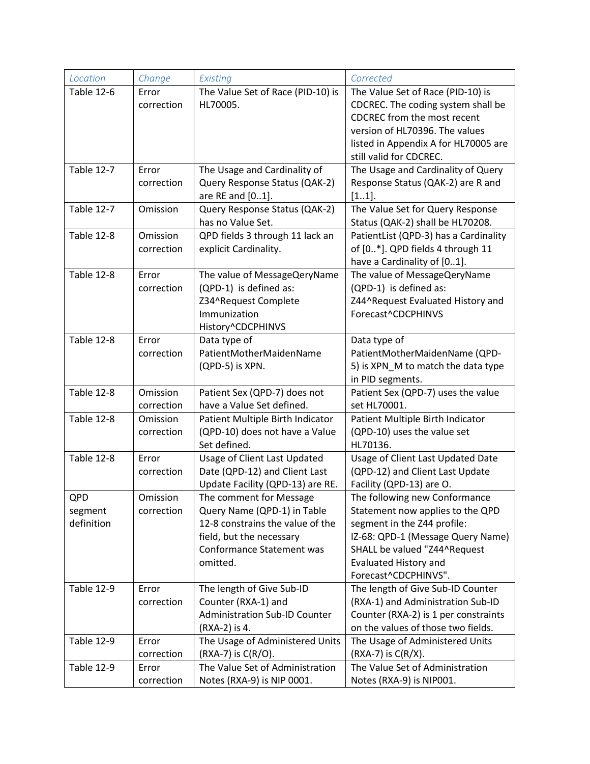| *Location* | *Change* | *Existing* | *Corrected* |
| --- | --- | --- | --- |
| Table 12-6 | Error correction | The Value Set of Race (PID-10) is HL70005. | The Value Set of Race (PID-10) is CDCREC. The coding system shall be CDCREC from the most recent version of HL70396. The values listed in Appendix A for HL70005 are still valid for CDCREC. |
| Table 12-7 | Error correction | The Usage and Cardinality of Query Response Status (QAK-2) are RE and [0..1]. | The Usage and Cardinality of Query Response Status (QAK-2) are R and [1..1]. |
| Table 12-7 | Omission | Query Response Status (QAK-2) has no Value Set. | The Value Set for Query Response Status (QAK-2) shall be HL70208. |
| Table 12-8 | Omission correction | QPD fields 3 through 11 lack an explicit Cardinality. | PatientList (QPD-3) has a Cardinality of [0..*]. QPD fields 4 through 11 have a Cardinality of [0..1]. |
| Table 12-8 | Error correction | The value of MessageQueryName (QPD-1) is defined as: Z34^Request Complete Immunization History^CDCPHINVS | The value of MessageQueryName (QPD-1) is defined as: Z44^Request Evaluated History and Forecast^CDCPHINVS |
| Table 12-8 | Error correction | Data type of PatientMotherMaidenName (QPD-5) is XPN. | Data type of PatientMotherMaidenName (QPD-5) is XPN_M to match the data type in PID segments. |
| Table 12-8 | Omission correction | Patient Sex (QPD-7) does not have a Value Set defined. | Patient Sex (QPD-7) uses the value set HL70001. |
| Table 12-8 | Omission correction | Patient Multiple Birth Indicator (QPD-10) does not have a Value Set defined. | Patient Multiple Birth Indicator (QPD-10) uses the value set HL70136. |
| Table 12-8 | Error correction | Usage of Client Last Updated Date (QPD-12) and Client Last Update Facility (QPD-13) are RE. | Usage of Client Last Updated Date (QPD-12) and Client Last Update Facility (QPD-13) are O. |
| QPD segment definition | Omission correction | The comment for Message Query Name (QPD-1) in Table 12-8 constrains the value of the field, but the necessary Conformance Statement was omitted. | The following new Conformance Statement now applies to the QPD segment in the Z44 profile: IZ-68: QPD-1 (Message Query Name) SHALL be valued "Z44^Request Evaluated History and Forecast^CDCPHINVS". |
| Table 12-9 | Error correction | The length of Give Sub-ID Counter (RXA-1) and Administration Sub-ID Counter (RXA-2) is 4. | The length of Give Sub-ID Counter (RXA-1) and Administration Sub-ID Counter (RXA-2) is 1 per constraints on the values of those two fields. |
| Table 12-9 | Error correction | The Usage of Administered Units (RXA-7) is C(R/O). | The Usage of Administered Units (RXA-7) is C(R/X). |
| Table 12-9 | Error correction | The Value Set of Administration Notes (RXA-9) is NIP 0001. | The Value Set of Administration Notes (RXA-9) is NIP001. |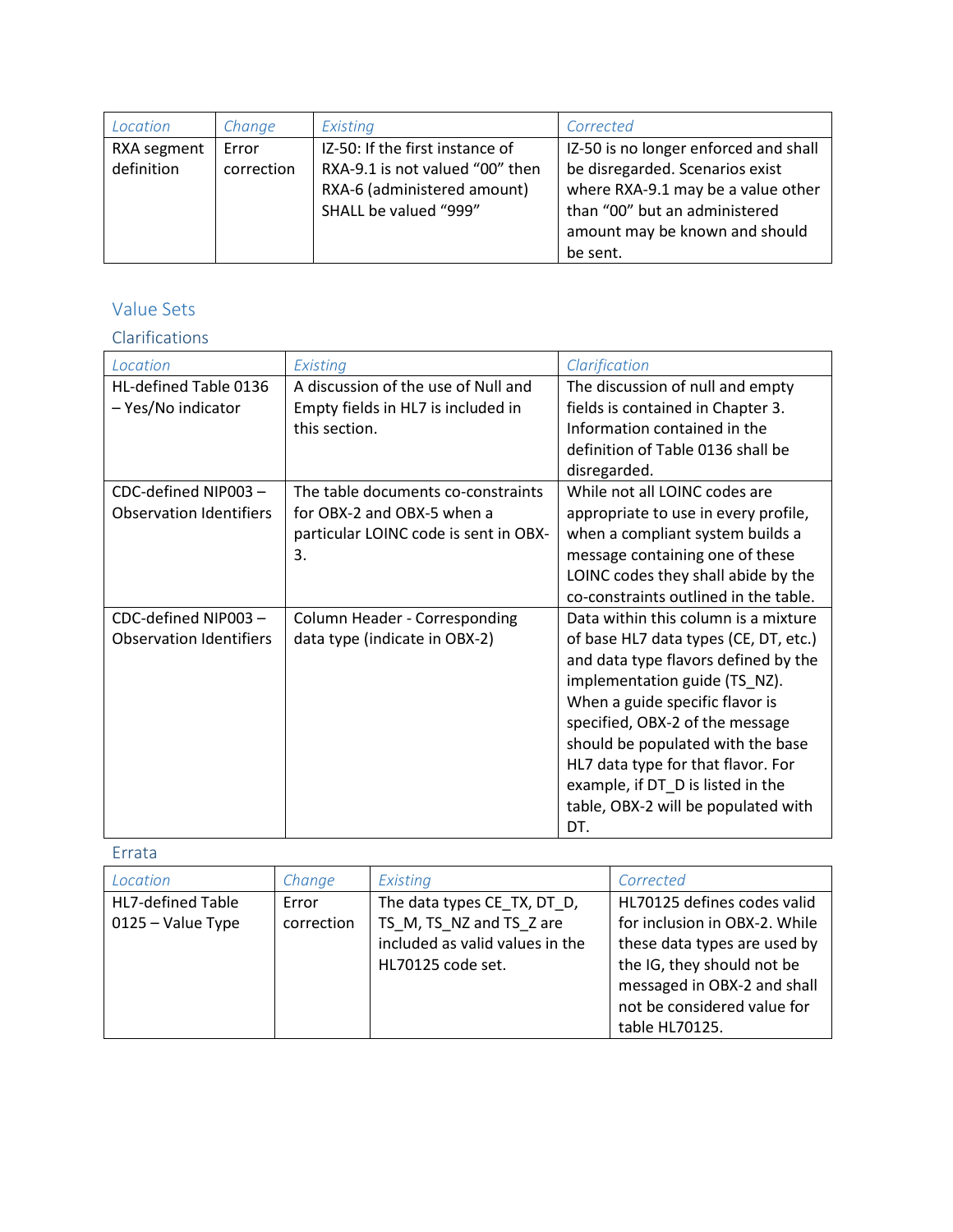| Location | Change | Existing | Corrected |
|---|---|---|---|
| RXA segment definition | Error correction | IZ-50: If the first instance of RXA-9.1 is not valued "00" then RXA-6 (administered amount) SHALL be valued "999" | IZ-50 is no longer enforced and shall be disregarded. Scenarios exist where RXA-9.1 may be a value other than "00" but an administered amount may be known and should be sent. |

## Value Sets

### Clarifications

| Location | Existing | Clarification |
|---|---|---|
| HL-defined Table 0136 – Yes/No indicator | A discussion of the use of Null and Empty fields in HL7 is included in this section. | The discussion of null and empty fields is contained in Chapter 3. Information contained in the definition of Table 0136 shall be disregarded. |
| CDC-defined NIP003 – Observation Identifiers | The table documents co-constraints for OBX-2 and OBX-5 when a particular LOINC code is sent in OBX-3. | While not all LOINC codes are appropriate to use in every profile, when a compliant system builds a message containing one of these LOINC codes they shall abide by the co-constraints outlined in the table. |
| CDC-defined NIP003 – Observation Identifiers | Column Header - Corresponding data type (indicate in OBX-2) | Data within this column is a mixture of base HL7 data types (CE, DT, etc.) and data type flavors defined by the implementation guide (TS_NZ). When a guide specific flavor is specified, OBX-2 of the message should be populated with the base HL7 data type for that flavor. For example, if DT_D is listed in the table, OBX-2 will be populated with DT. |

### Errata

| Location | Change | Existing | Corrected |
|---|---|---|---|
| HL7-defined Table 0125 – Value Type | Error correction | The data types CE_TX, DT_D, TS_M, TS_NZ and TS_Z are included as valid values in the HL70125 code set. | HL70125 defines codes valid for inclusion in OBX-2. While these data types are used by the IG, they should not be messaged in OBX-2 and shall not be considered value for table HL70125. |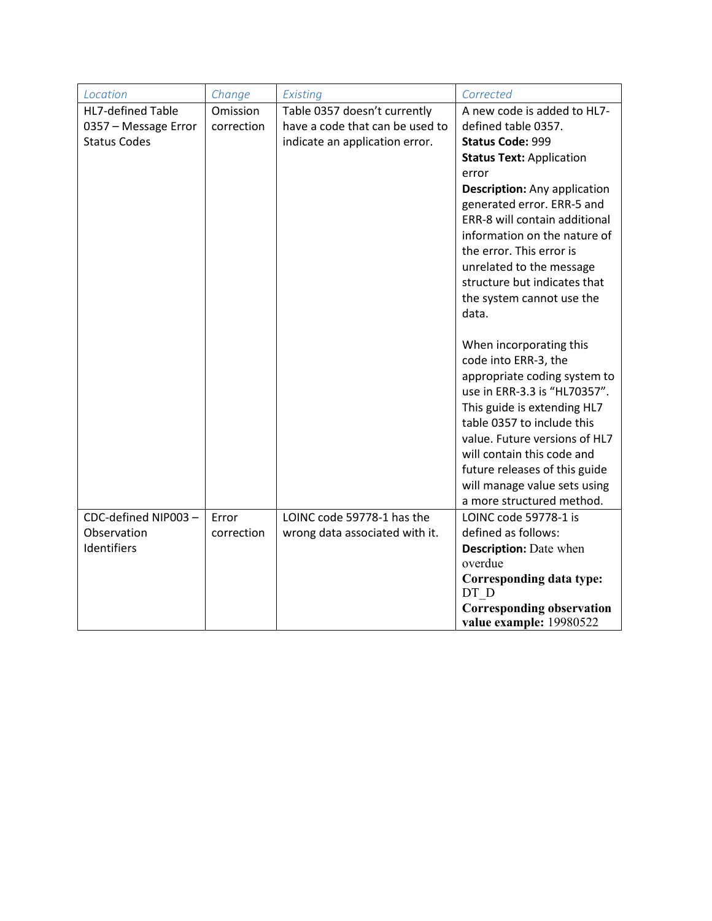| *Location* | *Change* | *Existing* | *Corrected* |
| --- | --- | --- | --- |
| HL7-defined Table 0357 – Message Error Status Codes | Omission correction | Table 0357 doesn't currently have a code that can be used to indicate an application error. | A new code is added to HL7-defined table 0357.<br>**Status Code:** 999<br>**Status Text:** Application error<br>**Description:** Any application generated error. ERR-5 and ERR-8 will contain additional information on the nature of the error. This error is unrelated to the message structure but indicates that the system cannot use the data.<br><br>When incorporating this code into ERR-3, the appropriate coding system to use in ERR-3.3 is "HL70357". This guide is extending HL7 table 0357 to include this value. Future versions of HL7 will contain this code and future releases of this guide will manage value sets using a more structured method. |
| CDC-defined NIP003 – Observation Identifiers | Error correction | LOINC code 59778-1 has the wrong data associated with it. | LOINC code 59778-1 is defined as follows:<br>**Description:** Date when overdue<br>**Corresponding data type:** DT_D<br>**Corresponding observation value example:** 19980522 |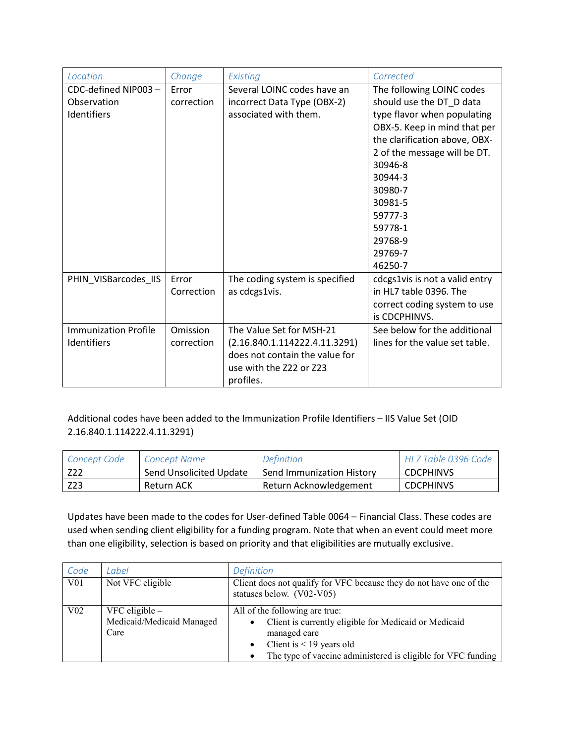| Location | Change | Existing | Corrected |
| --- | --- | --- | --- |
| CDC-defined NIP003 – Observation Identifiers | Error correction | Several LOINC codes have an incorrect Data Type (OBX-2) associated with them. | The following LOINC codes should use the DT_D data type flavor when populating OBX-5. Keep in mind that per the clarification above, OBX-2 of the message will be DT.<br>30946-8<br>30944-3<br>30980-7<br>30981-5<br>59777-3<br>59778-1<br>29768-9<br>29769-7<br>46250-7 |
| PHIN_VISBarcodes_IIS | Error Correction | The coding system is specified as cdcgs1vis. | cdcgs1vis is not a valid entry in HL7 table 0396. The correct coding system to use is CDCPHINVS. |
| Immunization Profile Identifiers | Omission correction | The Value Set for MSH-21 (2.16.840.1.114222.4.11.3291) does not contain the value for use with the Z22 or Z23 profiles. | See below for the additional lines for the value set table. |

Additional codes have been added to the Immunization Profile Identifiers – IIS Value Set (OID 2.16.840.1.114222.4.11.3291)

| Concept Code | Concept Name | Definition | HL7 Table 0396 Code |
| --- | --- | --- | --- |
| Z22 | Send Unsolicited Update | Send Immunization History | CDCPHINVS |
| Z23 | Return ACK | Return Acknowledgement | CDCPHINVS |

Updates have been made to the codes for User-defined Table 0064 – Financial Class. These codes are used when sending client eligibility for a funding program. Note that when an event could meet more than one eligibility, selection is based on priority and that eligibilities are mutually exclusive.

| Code | Label | Definition |
| --- | --- | --- |
| V01 | Not VFC eligible | Client does not qualify for VFC because they do not have one of the statuses below. (V02-V05) |
| V02 | VFC eligible – Medicaid/Medicaid Managed Care | All of the following are true:<br>• Client is currently eligible for Medicaid or Medicaid managed care<br>• Client is < 19 years old<br>• The type of vaccine administered is eligible for VFC funding |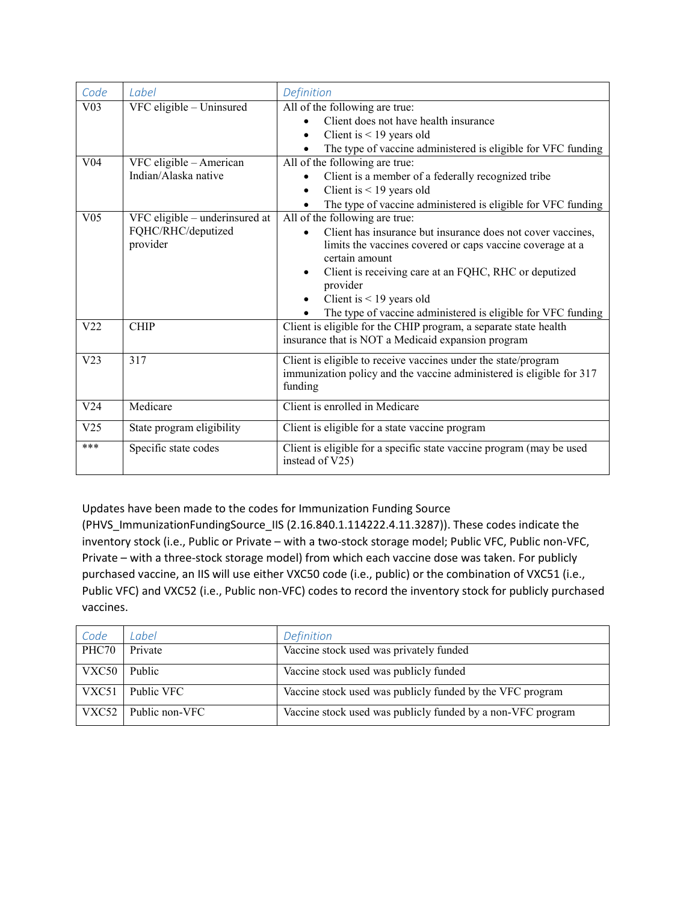| Code | Label | Definition |
| --- | --- | --- |
| V03 | VFC eligible – Uninsured | All of the following are true: <br>• Client does not have health insurance <br>• Client is < 19 years old <br>• The type of vaccine administered is eligible for VFC funding |
| V04 | VFC eligible – American Indian/Alaska native | All of the following are true: <br>• Client is a member of a federally recognized tribe <br>• Client is < 19 years old <br>• The type of vaccine administered is eligible for VFC funding |
| V05 | VFC eligible – underinsured at FQHC/RHC/deputized provider | All of the following are true: <br>• Client has insurance but insurance does not cover vaccines, limits the vaccines covered or caps vaccine coverage at a certain amount <br>• Client is receiving care at an FQHC, RHC or deputized provider <br>• Client is < 19 years old <br>• The type of vaccine administered is eligible for VFC funding |
| V22 | CHIP | Client is eligible for the CHIP program, a separate state health insurance that is NOT a Medicaid expansion program |
| V23 | 317 | Client is eligible to receive vaccines under the state/program immunization policy and the vaccine administered is eligible for 317 funding |
| V24 | Medicare | Client is enrolled in Medicare |
| V25 | State program eligibility | Client is eligible for a state vaccine program |
| *** | Specific state codes | Client is eligible for a specific state vaccine program (may be used instead of V25) |

Updates have been made to the codes for Immunization Funding Source (PHVS_ImmunizationFundingSource_IIS (2.16.840.1.114222.4.11.3287)). These codes indicate the inventory stock (i.e., Public or Private – with a two-stock storage model; Public VFC, Public non-VFC, Private – with a three-stock storage model) from which each vaccine dose was taken. For publicly purchased vaccine, an IIS will use either VXC50 code (i.e., public) or the combination of VXC51 (i.e., Public VFC) and VXC52 (i.e., Public non-VFC) codes to record the inventory stock for publicly purchased vaccines.

| Code | Label | Definition |
| --- | --- | --- |
| PHC70 | Private | Vaccine stock used was privately funded |
| VXC50 | Public | Vaccine stock used was publicly funded |
| VXC51 | Public VFC | Vaccine stock used was publicly funded by the VFC program |
| VXC52 | Public non-VFC | Vaccine stock used was publicly funded by a non-VFC program |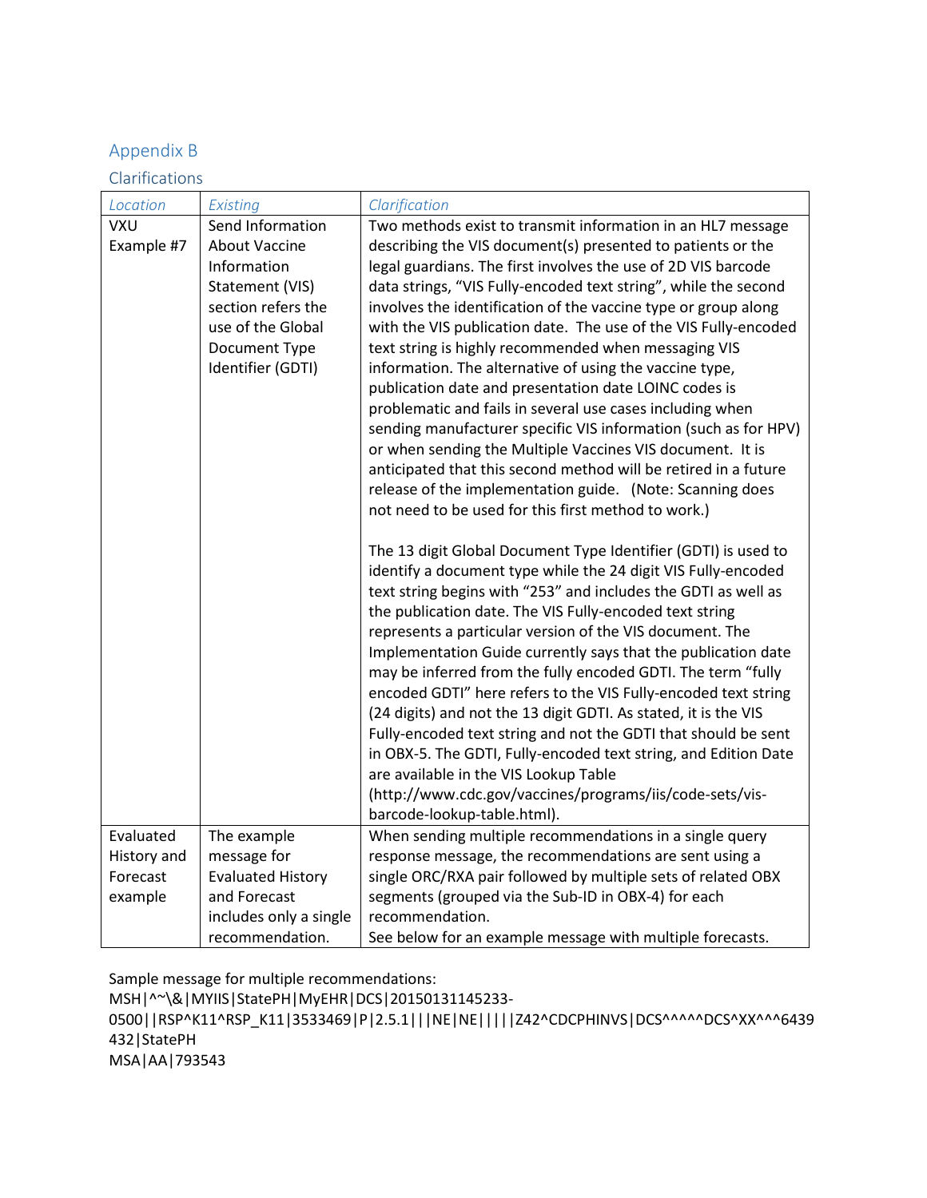## Appendix B

### Clarifications

| *Location* | *Existing* | *Clarification* |
| --- | --- | --- |
| VXU Example #7 | Send Information About Vaccine Information Statement (VIS) section refers the use of the Global Document Type Identifier (GDTI) | Two methods exist to transmit information in an HL7 message describing the VIS document(s) presented to patients or the legal guardians. The first involves the use of 2D VIS barcode data strings, "VIS Fully-encoded text string", while the second involves the identification of the vaccine type or group along with the VIS publication date. The use of the VIS Fully-encoded text string is highly recommended when messaging VIS information. The alternative of using the vaccine type, publication date and presentation date LOINC codes is problematic and fails in several use cases including when sending manufacturer specific VIS information (such as for HPV) or when sending the Multiple Vaccines VIS document. It is anticipated that this second method will be retired in a future release of the implementation guide. (Note: Scanning does not need to be used for this first method to work.)<br><br>The 13 digit Global Document Type Identifier (GDTI) is used to identify a document type while the 24 digit VIS Fully-encoded text string begins with "253" and includes the GDTI as well as the publication date. The VIS Fully-encoded text string represents a particular version of the VIS document. The Implementation Guide currently says that the publication date may be inferred from the fully encoded GDTI. The term "fully encoded GDTI" here refers to the VIS Fully-encoded text string (24 digits) and not the 13 digit GDTI. As stated, it is the VIS Fully-encoded text string and not the GDTI that should be sent in OBX-5. The GDTI, Fully-encoded text string, and Edition Date are available in the VIS Lookup Table (http://www.cdc.gov/vaccines/programs/iis/code-sets/vis-barcode-lookup-table.html). |
| Evaluated History and Forecast example | The example message for Evaluated History and Forecast includes only a single recommendation. | When sending multiple recommendations in a single query response message, the recommendations are sent using a single ORC/RXA pair followed by multiple sets of related OBX segments (grouped via the Sub-ID in OBX-4) for each recommendation.<br>See below for an example message with multiple forecasts. |

Sample message for multiple recommendations:

```
MSH|^~\&|MYIIS|StatePH|MyEHR|DCS|20150131145233-0500||RSP^K11^RSP_K11|3533469|P|2.5.1|||NE|NE|||||Z42^CDCPHINVS|DCS^^^^^DCS^XX^^^6439432|StatePH
MSA|AA|793543
```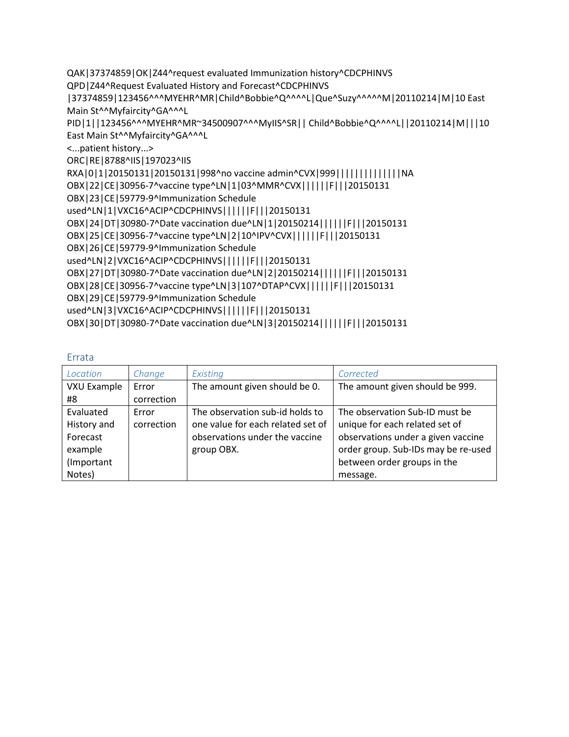```
QAK|37374859|OK|Z44^request evaluated Immunization history^CDCPHINVS
QPD|Z44^Request Evaluated History and Forecast^CDCPHINVS
|37374859|123456^^^MYEHR^MR|Child^Bobbie^Q^^^^L|Que^Suzy^^^^^M|20110214|M|10 East
Main St^^Myfaircity^GA^^^L
PID|1||123456^^^MYEHR^MR~34500907^^^MyIIS^SR|| Child^Bobbie^Q^^^^L||20110214|M|||10
East Main St^^Myfaircity^GA^^^L
<...patient history...>
ORC|RE|8788^IIS|197023^IIS
RXA|0|1|20150131|20150131|998^no vaccine admin^CVX|999|||||||||||||NA
OBX|22|CE|30956-7^vaccine type^LN|1|03^MMR^CVX||||||F|||20150131
OBX|23|CE|59779-9^Immunization Schedule
used^LN|1|VXC16^ACIP^CDCPHINVS||||||F|||20150131
OBX|24|DT|30980-7^Date vaccination due^LN|1|20150214||||||F|||20150131
OBX|25|CE|30956-7^vaccine type^LN|2|10^IPV^CVX||||||F|||20150131
OBX|26|CE|59779-9^Immunization Schedule
used^LN|2|VXC16^ACIP^CDCPHINVS||||||F|||20150131
OBX|27|DT|30980-7^Date vaccination due^LN|2|20150214||||||F|||20150131
OBX|28|CE|30956-7^vaccine type^LN|3|107^DTAP^CVX||||||F|||20150131
OBX|29|CE|59779-9^Immunization Schedule
used^LN|3|VXC16^ACIP^CDCPHINVS||||||F|||20150131
OBX|30|DT|30980-7^Date vaccination due^LN|3|20150214||||||F|||20150131
```

## Errata

| *Location* | *Change* | *Existing* | *Corrected* |
|---|---|---|---|
| VXU Example #8 | Error correction | The amount given should be 0. | The amount given should be 999. |
| Evaluated History and Forecast example (Important Notes) | Error correction | The observation sub-id holds to one value for each related set of observations under the vaccine group OBX. | The observation Sub-ID must be unique for each related set of observations under a given vaccine order group. Sub-IDs may be re-used between order groups in the message. |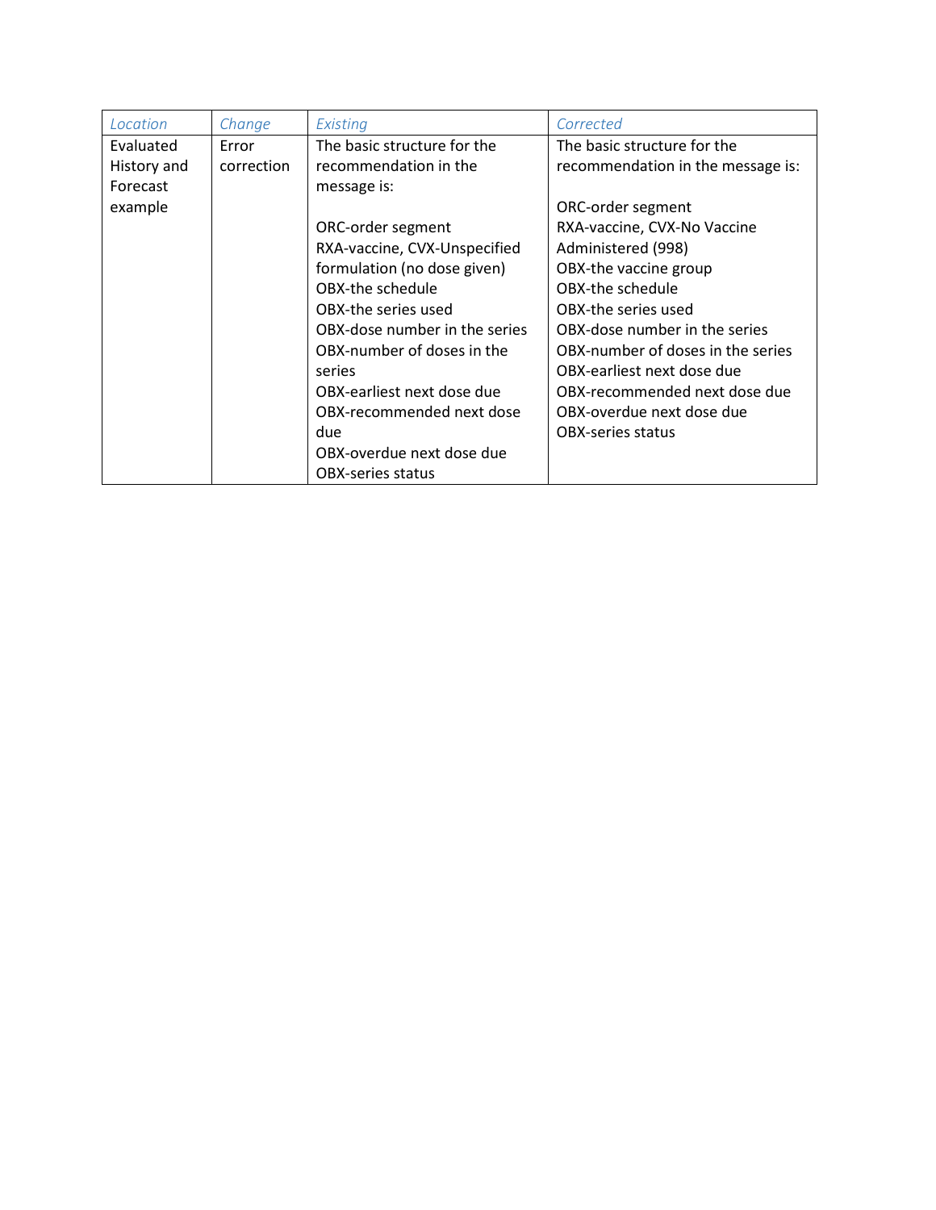| Location | Change | Existing | Corrected |
|---|---|---|---|
| Evaluated History and Forecast example | Error correction | The basic structure for the recommendation in the message is:<br><br>ORC-order segment<br>RXA-vaccine, CVX-Unspecified formulation (no dose given)<br>OBX-the schedule<br>OBX-the series used<br>OBX-dose number in the series<br>OBX-number of doses in the series<br>OBX-earliest next dose due<br>OBX-recommended next dose due<br>OBX-overdue next dose due<br>OBX-series status | The basic structure for the recommendation in the message is:<br><br>ORC-order segment<br>RXA-vaccine, CVX-No Vaccine Administered (998)<br>OBX-the vaccine group<br>OBX-the schedule<br>OBX-the series used<br>OBX-dose number in the series<br>OBX-number of doses in the series<br>OBX-earliest next dose due<br>OBX-recommended next dose due<br>OBX-overdue next dose due<br>OBX-series status |